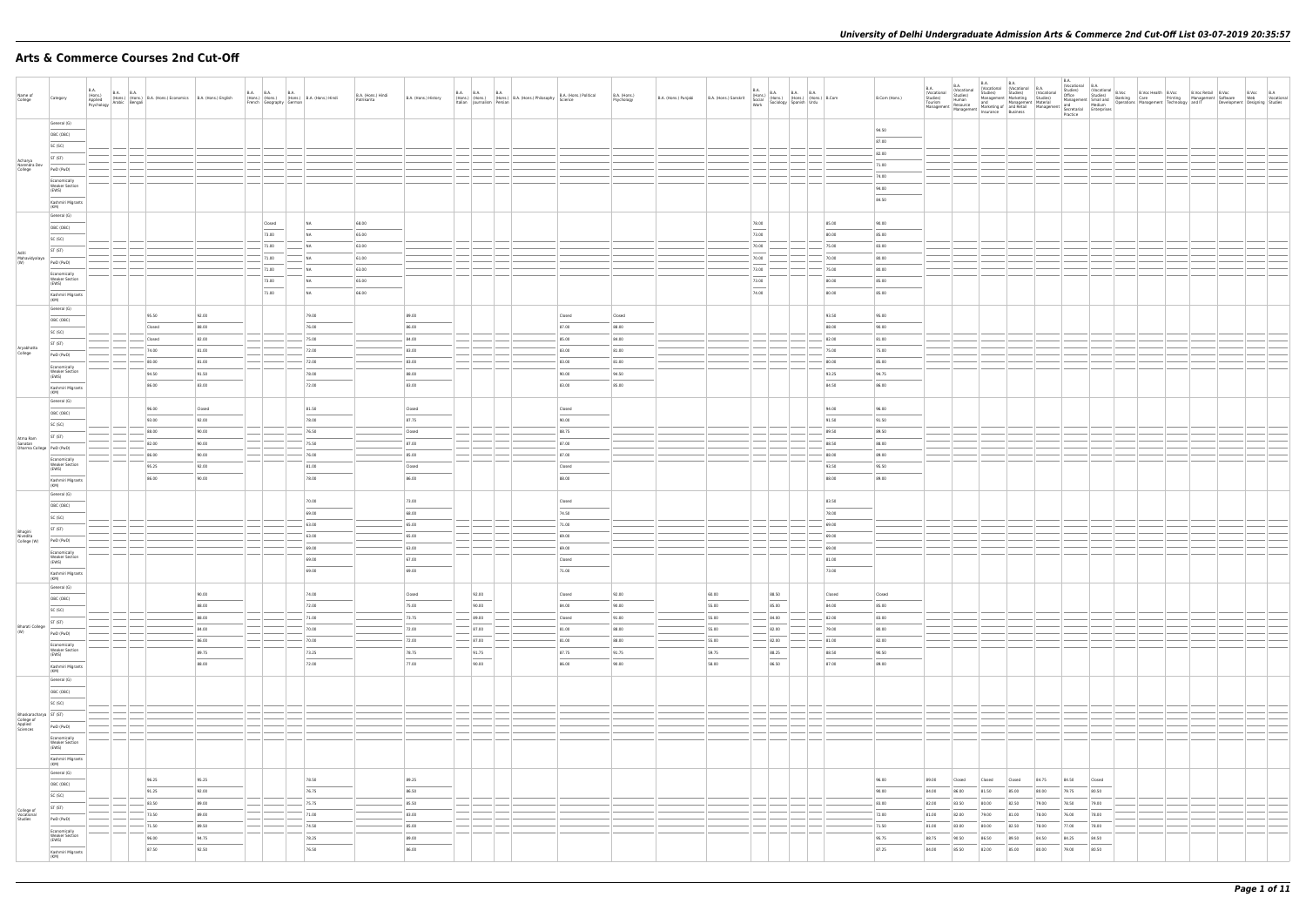| Name of College | Category | B.A. (Hons.) Applied Psychology | B.A. (Hons.) Arabic | B.A. (Hons.) Bengali | B.A. (Hons.) Economics | B.A. (Hons.) English | B.A. (Hons.) French | B.A. (Hons.) Geography | B.A. (Hons.) German | B.A. (Hons.) Hindi | B.A. (Hons.) Hindi Patrikarita | B.A. (Hons.) History | B.A. (Hons.) Italian | B.A. (Hons.) Journalism | B.A. (Hons.) Persian | B.A. (Hons.) Philosophy | B.A. (Hons.) Political Science | B.A. (Hons.) Psychology | B.A. (Hons.) Punjabi | B.A. (Hons.) Sanskrit | B.A. (Hons.) Social Work | B.A. (Hons.) Sociology | B.A. (Hons.) Spanish | B.A. (Hons.) Urdu | B.Com | B.Com (Hons.) | B.A. (Vocational Studies) Tourism Management | B.A. (Vocational Studies) Human Resource Management | B.A. (Vocational Studies) Management and Marketing of Insurance | B.A. (Vocational Studies) Marketing Management and Retail Business | B.A. (Vocational Studies) Material Management | B.A. (Vocational Studies) Office Management and Secretarial Practice | B.A. (Vocational Studies) Small and Medium Enterprises | B.Voc Banking Operations | B.Voc Health Care Management | B.Voc Printing Technology | B.Voc Retail Management and IT | B.Voc Software Development | B.Voc Web Designing | B.A Vocational Studies |
|---|---|---|---|---|---|---|---|---|---|---|---|---|---|---|---|---|---|---|---|---|---|---|---|---|---|---|---|---|---|---|---|---|---|---|---|---|---|---|---|---|
| Acharya Narendra Dev College | General (G) | | | | | | | | | | | | | | | | | | | | | | | | | 94.50 | | | | | | | | | | | | | | |
| | OBC (OBC) | | | | | | | | | | | | | | | | | | | | | | | | | 87.00 | | | | | | | | | | | | | | |
| | SC (SC) | | | | | | | | | | | | | | | | | | | | | | | | | 82.00 | | | | | | | | | | | | | | |
| | ST (ST) | | | | | | | | | | | | | | | | | | | | | | | | | 71.00 | | | | | | | | | | | | | | |
| | PwD (PwD) | | | | | | | | | | | | | | | | | | | | | | | | | 74.00 | | | | | | | | | | | | | | |
| | Economically Weaker Section (EWS) | | | | | | | | | | | | | | | | | | | | | | | | | 94.00 | | | | | | | | | | | | | | |
| | Kashmiri Migrants (KM) | | | | | | | | | | | | | | | | | | | | | | | | | 84.50 | | | | | | | | | | | | | | |
| Aditi Mahavidyalaya (W) | General (G) | | | | | | | Closed | | NA | 68.00 | | | | | | | | | | 78.00 | | | | 85.00 | 90.00 | | | | | | | | | | | | | | |
| | OBC (OBC) | | | | | | | 73.00 | | NA | 65.00 | | | | | | | | | | 73.00 | | | | 80.00 | 85.00 | | | | | | | | | | | | | | |
| | SC (SC) | | | | | | | 71.00 | | NA | 63.00 | | | | | | | | | | 70.00 | | | | 75.00 | 83.00 | | | | | | | | | | | | | | |
| | ST (ST) | | | | | | | 71.00 | | NA | 61.00 | | | | | | | | | | 70.00 | | | | 70.00 | 80.00 | | | | | | | | | | | | | | |
| | PwD (PwD) | | | | | | | 71.00 | | NA | 63.00 | | | | | | | | | | 73.00 | | | | 75.00 | 80.00 | | | | | | | | | | | | | | |
| | Economically Weaker Section (EWS) | | | | | | | 73.00 | | NA | 65.00 | | | | | | | | | | 73.00 | | | | 80.00 | 85.00 | | | | | | | | | | | | | | |
| | Kashmiri Migrants (KM) | | | | | | | 71.00 | | NA | 66.00 | | | | | | | | | | 74.00 | | | | 80.00 | 85.00 | | | | | | | | | | | | | | |
| Aryabhatta College | General (G) | | | | 95.50 | 92.00 | | | | 79.00 | | 89.00 | | | | | Closed | Closed | | | | | | | 93.50 | 95.00 | | | | | | | | | | | | | | |
| | OBC (OBC) | | | | Closed | 88.00 | | | | 76.00 | | 86.00 | | | | | 87.00 | 88.00 | | | | | | | 88.00 | 90.00 | | | | | | | | | | | | | | |
| | SC (SC) | | | | Closed | 82.00 | | | | 75.00 | | 84.00 | | | | | 85.00 | 84.00 | | | | | | | 82.00 | 81.00 | | | | | | | | | | | | | | |
| | ST (ST) | | | | 74.00 | 81.00 | | | | 72.00 | | 83.00 | | | | | 83.00 | 81.00 | | | | | | | 75.00 | 75.00 | | | | | | | | | | | | | | |
| | PwD (PwD) | | | | 80.00 | 81.00 | | | | 72.00 | | 83.00 | | | | | 83.00 | 81.00 | | | | | | | 80.00 | 85.00 | | | | | | | | | | | | | | |
| | Economically Weaker Section (EWS) | | | | 94.50 | 91.50 | | | | 79.00 | | 88.00 | | | | | 90.00 | 94.50 | | | | | | | 93.25 | 94.75 | | | | | | | | | | | | | | |
| | Kashmiri Migrants (KM) | | | | 86.00 | 83.00 | | | | 72.00 | | 83.00 | | | | | 83.00 | 85.00 | | | | | | | 84.50 | 86.00 | | | | | | | | | | | | | | |
| Atma Ram Sanatan Dharma College | General (G) | | | | 96.00 | Closed | | | | 81.50 | | Closed | | | | | Closed | | | | | | | | 94.00 | 96.00 | | | | | | | | | | | | | | |
| | OBC (OBC) | | | | 93.00 | 92.00 | | | | 79.00 | | 87.75 | | | | | 90.00 | | | | | | | | 91.50 | 91.50 | | | | | | | | | | | | | | |
| | SC (SC) | | | | 88.00 | 90.00 | | | | 76.50 | | Closed | | | | | 88.75 | | | | | | | | 89.50 | 89.50 | | | | | | | | | | | | | | |
| | ST (ST) | | | | 82.00 | 90.00 | | | | 75.50 | | 87.00 | | | | | 87.00 | | | | | | | | 88.50 | 88.00 | | | | | | | | | | | | | | |
| | PwD (PwD) | | | | 86.00 | 90.00 | | | | 76.00 | | 85.00 | | | | | 87.00 | | | | | | | | 88.00 | 89.00 | | | | | | | | | | | | | | |
| | Economically Weaker Section (EWS) | | | | 95.25 | 92.00 | | | | 81.00 | | Closed | | | | | Closed | | | | | | | | 93.50 | 95.50 | | | | | | | | | | | | | | |
| | Kashmiri Migrants (KM) | | | | 86.00 | 90.00 | | | | 79.00 | | 86.00 | | | | | 88.00 | | | | | | | | 88.00 | 89.00 | | | | | | | | | | | | | | |
| Bhagini Nivedita College (W) | General (G) | | | | | | | | | 70.00 | | 73.00 | | | | | Closed | | | | | | | | 83.50 | | | | | | | | | | | | | | | |
| | OBC (OBC) | | | | | | | | | 69.00 | | 68.00 | | | | | 74.50 | | | | | | | | 78.00 | | | | | | | | | | | | | | | |
| | SC (SC) | | | | | | | | | 63.00 | | 65.00 | | | | | 71.00 | | | | | | | | 69.00 | | | | | | | | | | | | | | | |
| | ST (ST) | | | | | | | | | 63.00 | | 65.00 | | | | | 69.00 | | | | | | | | 69.00 | | | | | | | | | | | | | | | |
| | PwD (PwD) | | | | | | | | | 69.00 | | 63.00 | | | | | 69.00 | | | | | | | | 69.00 | | | | | | | | | | | | | | | |
| | Economically Weaker Section (EWS) | | | | | | | | | 69.00 | | 67.00 | | | | | Closed | | | | | | | | 81.00 | | | | | | | | | | | | | | | |
| | Kashmiri Migrants (KM) | | | | | | | | | 69.00 | | 69.00 | | | | | 71.00 | | | | | | | | 73.00 | | | | | | | | | | | | | | | |
| Bharati College (W) | General (G) | | | | | 90.00 | | | | 74.00 | | Closed | | 92.00 | | | Closed | 92.00 | | 60.00 | | 88.50 | | | Closed | Closed | | | | | | | | | | | | | | |
| | OBC (OBC) | | | | | 88.00 | | | | 72.00 | | 75.00 | | 90.00 | | | 84.00 | 90.00 | | 55.00 | | 85.00 | | | 84.00 | 85.00 | | | | | | | | | | | | | | |
| | SC (SC) | | | | | 88.00 | | | | 71.00 | | 73.75 | | 89.00 | | | Closed | 91.00 | | 55.00 | | 84.00 | | | 82.00 | 83.00 | | | | | | | | | | | | | | |
| | ST (ST) | | | | | 84.00 | | | | 70.00 | | 72.00 | | 87.00 | | | 81.00 | 88.00 | | 55.00 | | 82.00 | | | 79.00 | 80.00 | | | | | | | | | | | | | | |
| | PwD (PwD) | | | | | 86.00 | | | | 70.00 | | 72.00 | | 87.00 | | | 81.00 | 88.00 | | 55.00 | | 82.00 | | | 81.00 | 82.00 | | | | | | | | | | | | | | |
| | Economically Weaker Section (EWS) | | | | | 89.75 | | | | 73.25 | | 78.75 | | 91.75 | | | 87.75 | 91.75 | | 59.75 | | 88.25 | | | 88.50 | 90.50 | | | | | | | | | | | | | | |
| | Kashmiri Migrants (KM) | | | | | 88.00 | | | | 72.00 | | 77.00 | | 90.00 | | | 86.00 | 90.00 | | 58.00 | | 86.50 | | | 87.00 | 89.00 | | | | | | | | | | | | | | |
| Bhaskaracharya College of Applied Sciences | General (G) | | | | | | | | | | | | | | | | | | | | | | | | | | | | | | | | | | | | | | | |
| | OBC (OBC) | | | | | | | | | | | | | | | | | | | | | | | | | | | | | | | | | | | | | | | |
| | SC (SC) | | | | | | | | | | | | | | | | | | | | | | | | | | | | | | | | | | | | | | | |
| | ST (ST) | | | | | | | | | | | | | | | | | | | | | | | | | | | | | | | | | | | | | | | |
| | PwD (PwD) | | | | | | | | | | | | | | | | | | | | | | | | | | | | | | | | | | | | | | | |
| | Economically Weaker Section (EWS) | | | | | | | | | | | | | | | | | | | | | | | | | | | | | | | | | | | | | | | |
| | Kashmiri Migrants (KM) | | | | | | | | | | | | | | | | | | | | | | | | | | | | | | | | | | | | | | | |
| College of Vocational Studies | General (G) | | | | 96.25 | 95.25 | | | | 78.50 | | 89.25 | | | | | | | | | | | | | | 96.00 | 89.00 | Closed | Closed | Closed | 84.75 | 84.50 | Closed | | | | | | | |
| | OBC (OBC) | | | | 91.25 | 92.00 | | | | 76.75 | | 86.50 | | | | | | | | | | | | | | 90.00 | 84.00 | 86.00 | 81.50 | 85.00 | 80.00 | 79.75 | 80.50 | | | | | | | |
| | SC (SC) | | | | 83.50 | 89.00 | | | | 75.75 | | 85.50 | | | | | | | | | | | | | | 83.00 | 82.00 | 83.50 | 80.00 | 82.50 | 79.00 | 78.50 | 79.00 | | | | | | | |
| | ST (ST) | | | | 73.50 | 89.00 | | | | 71.00 | | 83.00 | | | | | | | | | | | | | | 72.00 | 81.00 | 82.00 | 79.00 | 81.00 | 78.00 | 76.00 | 78.00 | | | | | | | |
| | PwD (PwD) | | | | 71.50 | 89.50 | | | | 74.50 | | 85.00 | | | | | | | | | | | | | | 71.50 | 81.00 | 83.00 | 80.00 | 82.50 | 78.00 | 77.00 | 78.00 | | | | | | | |
| | Economically Weaker Section (EWS) | | | | 96.00 | 94.75 | | | | 78.25 | | 89.00 | | | | | | | | | | | | | | 95.75 | 88.75 | 90.50 | 86.50 | 89.50 | 84.50 | 84.25 | 84.50 | | | | | | | |
| | Kashmiri Migrants (KM) | | | | 87.50 | 92.50 | | | | 76.50 | | 86.00 | | | | | | | | | | | | | | 87.25 | 84.00 | 85.50 | 82.00 | 85.00 | 80.00 | 79.00 | 80.50 | | | | | | | |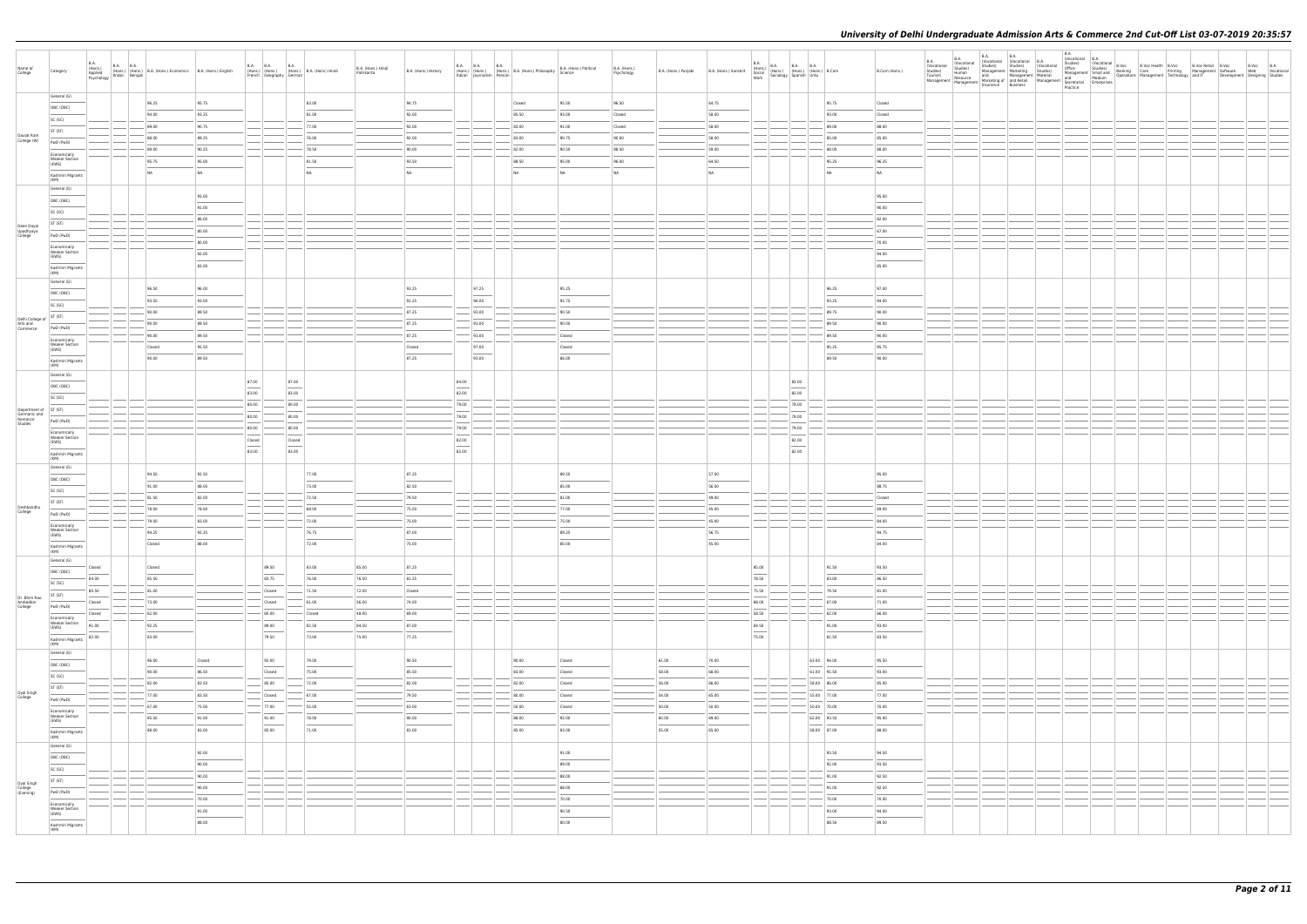| Name of College | Category | B.A. (Hons.) Applied Psychology | B.A. (Hons.) Arabic | B.A. (Hons.) Bengali | B.A. (Hons.) Economics | B.A. (Hons.) English | B.A. (Hons.) French | B.A. (Hons.) Geography | B.A. (Hons.) German | B.A. (Hons.) Hindi | B.A. (Hons.) Hindi Patrikarita | B.A. (Hons.) History | B.A. (Hons.) Italian | B.A. (Hons.) Journalism | B.A. (Hons.) Persian | B.A. (Hons.) Philosophy | B.A. (Hons.) Political Science | B.A. (Hons.) Psychology | B.A. (Hons.) Punjabi | B.A. (Hons.) Sanskrit | B.A. (Hons.) Social Work | B.A. (Hons.) Sociology | B.A. (Hons.) Spanish | B.A. (Hons.) Urdu | B.Com | B.Com (Hons.) | B.A. (Vocational Studies) Tourism Management | B.A. (Vocational Studies) Human Resource Management | B.A. (Vocational Studies) Management and Marketing of Insurance | B.A. (Vocational Studies) Marketing Management and Retail Business | B.A. (Vocational Studies) Material Management | B.A. (Vocational Studies) Office Management and Secretarial Practice | B.A. (Vocational Studies) Small and Medium Enterprises | B.Voc Banking Operations | B.Voc Health Care Management | B.Voc Printing Technology | B.Voc Retail Management and IT | B.Voc Software Development | B.Voc Web Designing | B.A Vocational Studies |
|---|---|---|---|---|---|---|---|---|---|---|---|---|---|---|---|---|---|---|---|---|---|---|---|---|---|---|---|---|---|---|---|---|---|---|---|---|---|---|---|---|
| Daulat Ram College (W) | General (G) | | | | 96.25 | 95.75 | | | | 83.00 | | 94.75 | | | | Closed | 95.50 | 96.50 | | 64.75 | | | | | 95.75 | Closed | | | | | | | | | | | | | | |
| | OBC (OBC) | | | | 94.00 | 93.25 | | | | 81.00 | | 92.00 | | | | 85.50 | 93.00 | Closed | | 58.00 | | | | | 93.00 | Closed | | | | | | | | | | | | | | |
| | SC (SC) | | | | 89.00 | 90.75 | | | | 77.00 | | 92.00 | | | | 83.00 | 91.00 | Closed | | 58.00 | | | | | 89.00 | 88.00 | | | | | | | | | | | | | | |
| | ST (ST) | | | | 88.00 | 89.25 | | | | 76.00 | | 92.00 | | | | 83.00 | 90.75 | 90.00 | | 58.00 | | | | | 85.00 | 85.00 | | | | | | | | | | | | | | |
| | PwD (PwD) | | | | 89.00 | 90.25 | | | | 78.50 | | 90.00 | | | | 82.00 | 90.50 | 88.50 | | 59.00 | | | | | 88.00 | 88.00 | | | | | | | | | | | | | | |
| | Economically Weaker Section (EWS) | | | | 95.75 | 95.00 | | | | 81.50 | | 93.50 | | | | 88.50 | 95.00 | 96.00 | | 64.50 | | | | | 95.25 | 96.25 | | | | | | | | | | | | | | |
| | Kashmiri Migrants (KM) | | | | NA | NA | | | | NA | | NA | | | | NA | NA | NA | | NA | | | | | NA | NA | | | | | | | | | | | | | | |
| Deen Dayal Upadhyaya College | General (G) | | | | | 93.00 | | | | | | | | | | | | | | | | | | | | 95.00 | | | | | | | | | | | | | | |
| | OBC (OBC) | | | | | 91.00 | | | | | | | | | | | | | | | | | | | | 90.00 | | | | | | | | | | | | | | |
| | SC (SC) | | | | | 86.00 | | | | | | | | | | | | | | | | | | | | 82.00 | | | | | | | | | | | | | | |
| | ST (ST) | | | | | 80.00 | | | | | | | | | | | | | | | | | | | | 67.00 | | | | | | | | | | | | | | |
| | PwD (PwD) | | | | | 80.00 | | | | | | | | | | | | | | | | | | | | 78.00 | | | | | | | | | | | | | | |
| | Economically Weaker Section (EWS) | | | | | 92.00 | | | | | | | | | | | | | | | | | | | | 94.00 | | | | | | | | | | | | | | |
| | Kashmiri Migrants (KM) | | | | | 83.00 | | | | | | | | | | | | | | | | | | | | 85.00 | | | | | | | | | | | | | | |
| Delhi College of Arts and Commerce | General (G) | | | | 96.50 | 96.00 | | | | | | 93.25 | | 97.25 | | | 95.25 | | | | | | | | 96.25 | 97.00 | | | | | | | | | | | | | | |
| | OBC (OBC) | | | | 93.50 | 93.00 | | | | | | 91.25 | | 96.00 | | | 92.75 | | | | | | | | 93.25 | 94.00 | | | | | | | | | | | | | | |
| | SC (SC) | | | | 90.00 | 89.50 | | | | | | 87.25 | | 93.00 | | | 90.50 | | | | | | | | 89.75 | 90.00 | | | | | | | | | | | | | | |
| | ST (ST) | | | | 90.00 | 89.50 | | | | | | 87.25 | | 93.00 | | | 90.00 | | | | | | | | 89.50 | 90.00 | | | | | | | | | | | | | | |
| | PwD (PwD) | | | | 90.00 | 89.50 | | | | | | 87.25 | | 93.00 | | | Closed | | | | | | | | 89.50 | 90.00 | | | | | | | | | | | | | | |
| | Economically Weaker Section (EWS) | | | | Closed | 95.50 | | | | | | Closed | | 97.00 | | | Closed | | | | | | | | 95.25 | 95.75 | | | | | | | | | | | | | | |
| | Kashmiri Migrants (KM) | | | | 90.00 | 89.50 | | | | | | 87.25 | | 93.00 | | | 86.00 | | | | | | | | 89.50 | 90.00 | | | | | | | | | | | | | | |
| Department of Germanic and Romance Studies | General (G) | | | | | | 87.00 | | 87.00 | | | | 84.00 | | | | | | | | | | 85.00 | | | | | | | | | | | | | | | | | |
| | OBC (OBC) | | | | | | 83.00 | | 83.00 | | | | 82.00 | | | | | | | | | | 82.00 | | | | | | | | | | | | | | | | | |
| | SC (SC) | | | | | | 80.00 | | 80.00 | | | | 79.00 | | | | | | | | | | 79.00 | | | | | | | | | | | | | | | | | |
| | ST (ST) | | | | | | 80.00 | | 80.00 | | | | 79.00 | | | | | | | | | | 79.00 | | | | | | | | | | | | | | | | | |
| | PwD (PwD) | | | | | | 80.00 | | 80.00 | | | | 79.00 | | | | | | | | | | 79.00 | | | | | | | | | | | | | | | | | |
| | Economically Weaker Section (EWS) | | | | | | Closed | | Closed | | | | 82.00 | | | | | | | | | | 82.00 | | | | | | | | | | | | | | | | | |
| | Kashmiri Migrants (KM) | | | | | | 83.00 | | 83.00 | | | | 82.00 | | | | | | | | | | 82.00 | | | | | | | | | | | | | | | | | |
| Deshbandhu College | General (G) | | | | 94.50 | 92.50 | | | | 77.00 | | 87.25 | | | | | 89.50 | | | 57.00 | | | | | | 95.00 | | | | | | | | | | | | | | |
| | OBC (OBC) | | | | 91.00 | 88.00 | | | | 73.00 | | 82.50 | | | | | 85.00 | | | 56.00 | | | | | | 88.75 | | | | | | | | | | | | | | |
| | SC (SC) | | | | 81.50 | 82.00 | | | | 72.50 | | 79.50 | | | | | 81.00 | | | 49.00 | | | | | | Closed | | | | | | | | | | | | | | |
| | ST (ST) | | | | 78.00 | 78.00 | | | | 68.00 | | 75.00 | | | | | 77.00 | | | 45.00 | | | | | | 69.00 | | | | | | | | | | | | | | |
| | PwD (PwD) | | | | 79.00 | 83.00 | | | | 72.00 | | 75.00 | | | | | 75.00 | | | 45.00 | | | | | | 84.00 | | | | | | | | | | | | | | |
| | Economically Weaker Section (EWS) | | | | 94.25 | 92.25 | | | | 76.75 | | 87.00 | | | | | 89.25 | | | 56.75 | | | | | | 94.75 | | | | | | | | | | | | | | |
| | Kashmiri Migrants (KM) | | | | Closed | 88.00 | | | | 72.00 | | 75.00 | | | | | 80.00 | | | 45.00 | | | | | | 84.00 | | | | | | | | | | | | | | |
| Dr. Bhim Rao Ambedkar College | General (G) | Closed | | | Closed | | | 89.50 | | 83.00 | 85.00 | 87.25 | | | | | | | | | 85.00 | | | | 91.50 | 93.50 | | | | | | | | | | | | | | |
| | OBC (OBC) | 89.00 | | | 85.50 | | | 83.75 | | 76.00 | 76.50 | 81.25 | | | | | | | | | 78.50 | | | | 83.00 | 86.50 | | | | | | | | | | | | | | |
| | SC (SC) | 80.50 | | | 81.00 | | | Closed | | 71.50 | 72.00 | Closed | | | | | | | | | 75.50 | | | | 79.50 | 81.00 | | | | | | | | | | | | | | |
| | ST (ST) | Closed | | | 73.00 | | | Closed | | 61.00 | 56.00 | 74.00 | | | | | | | | | 68.00 | | | | 67.00 | 71.00 | | | | | | | | | | | | | | |
| | PwD (PwD) | Closed | | | 62.00 | | | 68.00 | | Closed | 48.00 | 69.00 | | | | | | | | | 50.50 | | | | 62.00 | 66.00 | | | | | | | | | | | | | | |
| | Economically Weaker Section (EWS) | 91.00 | | | 92.25 | | | 89.00 | | 82.50 | 84.50 | 87.00 | | | | | | | | | 84.50 | | | | 91.00 | 93.00 | | | | | | | | | | | | | | |
| | Kashmiri Migrants (KM) | 82.00 | | | 83.00 | | | 79.50 | | 73.00 | 75.00 | 77.25 | | | | | | | | | 75.00 | | | | 81.50 | 83.50 | | | | | | | | | | | | | | |
| Dyal Singh College | General (G) | | | | 96.00 | Closed | | 92.00 | | 79.00 | | 90.50 | | | | 90.00 | Closed | | 61.00 | 70.00 | | | | 63.00 | 94.00 | 95.50 | | | | | | | | | | | | | | |
| | OBC (OBC) | | | | 90.00 | 86.50 | | Closed | | 75.00 | | 85.50 | | | | 83.00 | Closed | | 58.00 | 68.00 | | | | 61.00 | 91.50 | 93.00 | | | | | | | | | | | | | | |
| | SC (SC) | | | | 82.00 | 83.50 | | 85.00 | | 72.00 | | 82.00 | | | | 82.00 | Closed | | 56.00 | 66.00 | | | | 58.00 | 86.00 | 85.00 | | | | | | | | | | | | | | |
| | ST (ST) | | | | 77.00 | 83.50 | | Closed | | 67.00 | | 79.50 | | | | 80.00 | Closed | | 54.00 | 65.00 | | | | 55.00 | 77.00 | 77.00 | | | | | | | | | | | | | | |
| | PwD (PwD) | | | | 67.00 | 75.00 | | 77.00 | | 55.00 | | 63.00 | | | | 58.00 | Closed | | 50.00 | 58.00 | | | | 50.00 | 70.00 | 70.00 | | | | | | | | | | | | | | |
| | Economically Weaker Section (EWS) | | | | 95.50 | 91.00 | | 91.00 | | 79.00 | | 90.00 | | | | 88.00 | 92.00 | | 60.00 | 69.00 | | | | 62.00 | 93.50 | 95.00 | | | | | | | | | | | | | | |
| | Kashmiri Migrants (KM) | | | | 88.00 | 83.00 | | 85.00 | | 71.00 | | 81.00 | | | | 85.00 | 83.00 | | 55.00 | 65.00 | | | | 58.00 | 87.00 | 88.00 | | | | | | | | | | | | | | |
| Dyal Singh College (Evening) | General (G) | | | | | 92.00 | | | | | | | | | | | 91.00 | | | | | | | | 93.50 | 94.50 | | | | | | | | | | | | | | |
| | OBC (OBC) | | | | | 90.00 | | | | | | | | | | | 89.00 | | | | | | | | 92.00 | 93.50 | | | | | | | | | | | | | | |
| | SC (SC) | | | | | 90.00 | | | | | | | | | | | 88.00 | | | | | | | | 91.00 | 92.50 | | | | | | | | | | | | | | |
| | ST (ST) | | | | | 90.00 | | | | | | | | | | | 88.00 | | | | | | | | 91.00 | 92.50 | | | | | | | | | | | | | | |
| | PwD (PwD) | | | | | 70.00 | | | | | | | | | | | 70.00 | | | | | | | | 70.00 | 70.00 | | | | | | | | | | | | | | |
| | Economically Weaker Section (EWS) | | | | | 91.00 | | | | | | | | | | | 90.50 | | | | | | | | 93.00 | 94.00 | | | | | | | | | | | | | | |
| | Kashmiri Migrants (KM) | | | | | 80.00 | | | | | | | | | | | 80.00 | | | | | | | | 80.50 | 89.50 | | | | | | | | | | | | | | |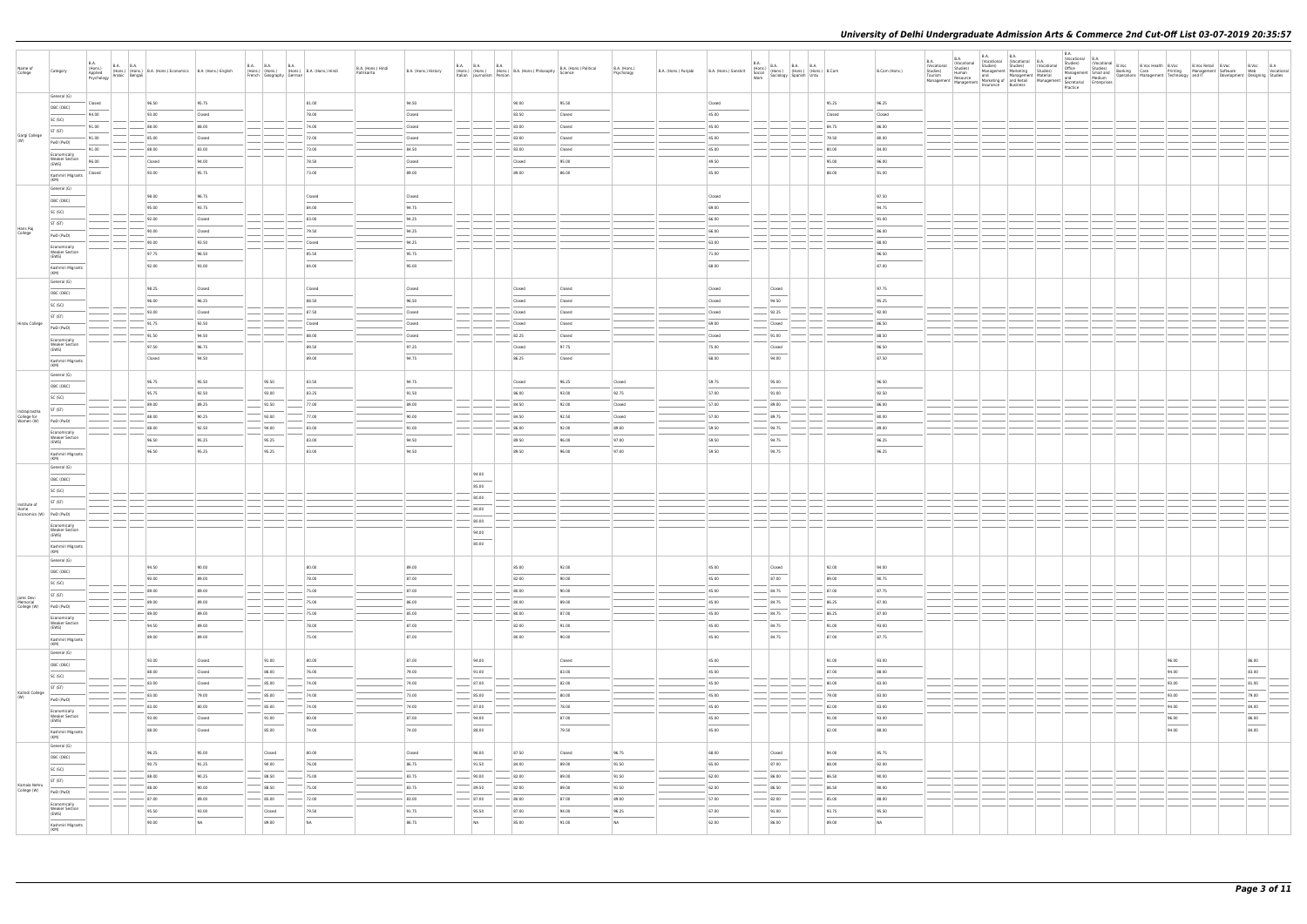# University of Delhi Undergraduate Admission Arts & Commerce 2nd Cut-Off List 03-07-2019 20:35:57

| Name of College | Category | B.A. (Hons.) Applied Psychology | B.A. (Hons.) Arabic | B.A. (Hons.) Bengali | B.A. (Hons.) Economics | B.A. (Hons.) English | B.A. (Hons.) French | B.A. (Hons.) Geography | B.A. (Hons.) German | B.A. (Hons.) Hindi | B.A. (Hons.) Hindi Patrikarita | B.A. (Hons.) History | B.A. (Hons.) Italian | B.A. (Hons.) Journalism | B.A. (Hons.) Persian | B.A. (Hons.) Philosophy | B.A. (Hons.) Political Science | B.A. (Hons.) Psychology | B.A. (Hons.) Punjabi | B.A. (Hons.) Sanskrit | B.A. (Hons.) Social Work | B.A. (Hons.) Sociology | B.A. (Hons.) Spanish | B.A. (Hons.) Urdu | B.Com | B.Com (Hons.) | B.A. (Vocational Studies) Tourism Management | B.A. (Vocational Studies) Human Resource Management | B.A. (Vocational Studies) Management and Marketing of Insurance | B.A. (Vocational Studies) Marketing Management and Retail Business | B.A. (Vocational Studies) Material Management | B.A. (Vocational Studies) Office Management and Secretarial Practice | B.A. (Vocational Studies) Small and Medium Enterprises | B.Voc Banking Operations | B.Voc Health Care Management | B.Voc Printing Technology | B.Voc Retail Management and IT | B.Voc Software Development | B.Voc Web Designing | B.A Vocational Studies |
|---|---|---|---|---|---|---|---|---|---|---|---|---|---|---|---|---|---|---|---|---|---|---|---|---|---|---|---|---|---|---|---|---|---|---|---|---|---|---|---|---|
| Gargi College (W) | General (G) | Closed | | | 96.50 | 95.75 | | | | 81.00 | | 94.50 | | | | 90.00 | 95.50 | | | Closed | | | | | 95.25 | 96.25 | | | | | | | | | | | | | | |
| | OBC (OBC) | 94.00 | | | 93.00 | Closed | | | | 79.00 | | Closed | | | | 83.50 | Closed | | | 45.00 | | | | | Closed | Closed | | | | | | | | | | | | | | |
| | SC (SC) | 91.00 | | | 88.00 | 88.00 | | | | 74.00 | | Closed | | | | 83.00 | Closed | | | 45.00 | | | | | 84.75 | 86.00 | | | | | | | | | | | | | | |
| | ST (ST) | 91.00 | | | 85.00 | Closed | | | | 72.00 | | Closed | | | | 83.00 | Closed | | | 45.00 | | | | | 79.50 | 80.00 | | | | | | | | | | | | | | |
| | PwD (PwD) | 91.00 | | | 88.00 | 83.00 | | | | 73.00 | | 84.50 | | | | 83.00 | Closed | | | 45.00 | | | | | 80.00 | 84.00 | | | | | | | | | | | | | | |
| | Economically Weaker Section (EWS) | 96.00 | | | Closed | 94.00 | | | | 78.50 | | Closed | | | | Closed | 95.00 | | | 49.50 | | | | | 95.00 | 96.00 | | | | | | | | | | | | | | |
| | Kashmiri Migrants (KM) | Closed | | | 93.00 | 95.75 | | | | 73.00 | | 89.00 | | | | 89.00 | 86.00 | | | 45.00 | | | | | 88.00 | 91.00 | | | | | | | | | | | | | | |
| Hans Raj College | General (G) | | | | 98.00 | 96.75 | | | | Closed | | Closed | | | | | | | | Closed | | | | | | 97.50 | | | | | | | | | | | | | | |
| | OBC (OBC) | | | | 95.00 | 93.75 | | | | 84.00 | | 94.75 | | | | | | | | 69.00 | | | | | | 94.75 | | | | | | | | | | | | | | |
| | SC (SC) | | | | 92.00 | Closed | | | | 83.00 | | 94.25 | | | | | | | | 66.00 | | | | | | 91.00 | | | | | | | | | | | | | | |
| | ST (ST) | | | | 90.00 | Closed | | | | 79.50 | | 94.25 | | | | | | | | 66.00 | | | | | | 86.00 | | | | | | | | | | | | | | |
| | PwD (PwD) | | | | 90.00 | 93.50 | | | | Closed | | 94.25 | | | | | | | | 63.00 | | | | | | 88.00 | | | | | | | | | | | | | | |
| | Economically Weaker Section (EWS) | | | | 97.75 | 96.50 | | | | 85.50 | | 95.75 | | | | | | | | 71.00 | | | | | | 96.50 | | | | | | | | | | | | | | |
| | Kashmiri Migrants (KM) | | | | 92.00 | 93.00 | | | | 84.00 | | 95.00 | | | | | | | | 66.00 | | | | | | 87.00 | | | | | | | | | | | | | | |
| Hindu College | General (G) | | | | 98.25 | Closed | | | | Closed | | Closed | | | | Closed | Closed | | | Closed | | Closed | | | | 97.75 | | | | | | | | | | | | | | |
| | OBC (OBC) | | | | 96.00 | 96.25 | | | | 88.50 | | 96.50 | | | | Closed | Closed | | | Closed | | 94.50 | | | | 95.25 | | | | | | | | | | | | | | |
| | SC (SC) | | | | 93.00 | Closed | | | | 87.50 | | Closed | | | | Closed | Closed | | | Closed | | 92.25 | | | | 92.00 | | | | | | | | | | | | | | |
| | ST (ST) | | | | 91.75 | 92.50 | | | | Closed | | Closed | | | | Closed | Closed | | | 69.00 | | Closed | | | | 86.50 | | | | | | | | | | | | | | |
| | PwD (PwD) | | | | 91.50 | 94.50 | | | | 88.00 | | Closed | | | | 82.25 | Closed | | | Closed | | 91.00 | | | | 88.50 | | | | | | | | | | | | | | |
| | Economically Weaker Section (EWS) | | | | 97.50 | 96.75 | | | | 89.50 | | 97.25 | | | | Closed | 97.75 | | | 75.00 | | Closed | | | | 96.50 | | | | | | | | | | | | | | |
| | Kashmiri Migrants (KM) | | | | Closed | 94.50 | | | | 89.00 | | 94.75 | | | | 86.25 | Closed | | | 68.00 | | 94.00 | | | | 87.50 | | | | | | | | | | | | | | |
| Indraprastha College for Women (W) | General (G) | | | | 96.75 | 95.50 | | 95.50 | | 83.50 | | 94.75 | | | | Closed | 96.25 | Closed | | 59.75 | | 95.00 | | | | 96.50 | | | | | | | | | | | | | | |
| | OBC (OBC) | | | | 95.75 | 92.50 | | 93.00 | | 83.25 | | 91.50 | | | | 86.00 | 93.00 | 92.75 | | 57.00 | | 91.00 | | | | 92.50 | | | | | | | | | | | | | | |
| | SC (SC) | | | | 89.00 | 89.25 | | 91.50 | | 77.00 | | 89.00 | | | | 84.50 | 92.00 | Closed | | 57.00 | | 89.00 | | | | 86.00 | | | | | | | | | | | | | | |
| | ST (ST) | | | | 88.00 | 90.25 | | 93.00 | | 77.00 | | 90.00 | | | | 84.50 | 92.50 | Closed | | 57.00 | | 89.75 | | | | 80.00 | | | | | | | | | | | | | | |
| | PwD (PwD) | | | | 88.00 | 92.50 | | 94.00 | | 83.00 | | 91.00 | | | | 86.00 | 92.00 | 89.00 | | 59.50 | | 94.75 | | | | 89.00 | | | | | | | | | | | | | | |
| | Economically Weaker Section (EWS) | | | | 96.50 | 95.25 | | 95.25 | | 83.00 | | 94.50 | | | | 89.50 | 96.00 | 97.00 | | 59.50 | | 94.75 | | | | 96.25 | | | | | | | | | | | | | | |
| | Kashmiri Migrants (KM) | | | | 96.50 | 95.25 | | 95.25 | | 83.00 | | 94.50 | | | | 89.50 | 96.00 | 97.00 | | 59.50 | | 94.75 | | | | 96.25 | | | | | | | | | | | | | | |
| Institute of Home Economics (W) | General (G) | | | | | | | | | | | | | 94.00 | | | | | | | | | | | | | | | | | | | | | | | | | | |
| | OBC (OBC) | | | | | | | | | | | | | 85.00 | | | | | | | | | | | | | | | | | | | | | | | | | | |
| | SC (SC) | | | | | | | | | | | | | 80.00 | | | | | | | | | | | | | | | | | | | | | | | | | | |
| | ST (ST) | | | | | | | | | | | | | 80.00 | | | | | | | | | | | | | | | | | | | | | | | | | | |
| | PwD (PwD) | | | | | | | | | | | | | 80.00 | | | | | | | | | | | | | | | | | | | | | | | | | | |
| | Economically Weaker Section (EWS) | | | | | | | | | | | | | 94.00 | | | | | | | | | | | | | | | | | | | | | | | | | | |
| | Kashmiri Migrants (KM) | | | | | | | | | | | | | 80.00 | | | | | | | | | | | | | | | | | | | | | | | | | | |
| Janki Devi Memorial College (W) | General (G) | | | | 94.50 | 90.00 | | | | 80.00 | | 89.00 | | | | 85.00 | 92.00 | | | 45.00 | | Closed | | | 92.00 | 94.00 | | | | | | | | | | | | | | |
| | OBC (OBC) | | | | 90.00 | 89.00 | | | | 79.00 | | 87.00 | | | | 82.00 | 90.00 | | | 45.00 | | 87.00 | | | 89.00 | 90.75 | | | | | | | | | | | | | | |
| | SC (SC) | | | | 89.00 | 89.00 | | | | 75.00 | | 87.00 | | | | 80.00 | 90.00 | | | 45.00 | | 84.75 | | | 87.00 | 87.75 | | | | | | | | | | | | | | |
| | ST (ST) | | | | 89.00 | 89.00 | | | | 75.00 | | 86.00 | | | | 80.00 | 89.00 | | | 45.00 | | 84.75 | | | 86.25 | 87.00 | | | | | | | | | | | | | | |
| | PwD (PwD) | | | | 89.00 | 89.00 | | | | 75.00 | | 85.00 | | | | 80.00 | 87.00 | | | 45.00 | | 84.75 | | | 86.25 | 87.00 | | | | | | | | | | | | | | |
| | Economically Weaker Section (EWS) | | | | 94.50 | 89.00 | | | | 79.00 | | 87.00 | | | | 82.00 | 91.00 | | | 45.00 | | 84.75 | | | 91.00 | 93.00 | | | | | | | | | | | | | | |
| | Kashmiri Migrants (KM) | | | | 89.00 | 89.00 | | | | 75.00 | | 87.00 | | | | 80.00 | 90.00 | | | 45.00 | | 84.75 | | | 87.00 | 87.75 | | | | | | | | | | | | | | |
| Kalindi College (W) | General (G) | | | | 93.00 | Closed | | 91.00 | | 80.00 | | 87.00 | | 94.00 | | | Closed | | | 45.00 | | | | | 91.00 | 93.00 | | | | | | | | | | 96.00 | | | 86.00 | |
| | OBC (OBC) | | | | 88.00 | Closed | | 86.00 | | 76.00 | | 79.00 | | 91.00 | | | 83.00 | | | 45.00 | | | | | 87.00 | 88.00 | | | | | | | | | | 94.00 | | | 83.00 | |
| | SC (SC) | | | | 83.00 | Closed | | 85.00 | | 74.00 | | 74.00 | | 87.00 | | | 82.00 | | | 45.00 | | | | | 80.00 | 83.00 | | | | | | | | | | 93.00 | | | 81.00 | |
| | ST (ST) | | | | 83.00 | 79.00 | | 85.00 | | 74.00 | | 73.00 | | 85.00 | | | 80.00 | | | 45.00 | | | | | 79.00 | 83.00 | | | | | | | | | | 93.00 | | | 79.00 | |
| | PwD (PwD) | | | | 83.00 | 80.00 | | 85.00 | | 74.00 | | 74.00 | | 87.00 | | | 78.00 | | | 45.00 | | | | | 82.00 | 83.00 | | | | | | | | | | 94.00 | | | 84.00 | |
| | Economically Weaker Section (EWS) | | | | 93.00 | Closed | | 91.00 | | 80.00 | | 87.00 | | 94.00 | | | 87.00 | | | 45.00 | | | | | 91.00 | 93.00 | | | | | | | | | | 96.00 | | | 86.00 | |
| | Kashmiri Migrants (KM) | | | | 88.00 | Closed | | 85.00 | | 74.00 | | 74.00 | | 88.00 | | | 79.50 | | | 45.00 | | | | | 82.00 | 88.00 | | | | | | | | | | 94.00 | | | 84.00 | |
| Kamala Nehru College (W) | General (G) | | | | 96.25 | 95.00 | | Closed | | 80.00 | | Closed | | 96.00 | | 87.50 | Closed | 96.75 | | 68.00 | | Closed | | | 94.00 | 95.75 | | | | | | | | | | | | | | |
| | OBC (OBC) | | | | 93.75 | 91.25 | | 90.00 | | 76.00 | | 86.75 | | 91.50 | | 84.00 | 89.00 | 91.50 | | 65.00 | | 87.00 | | | 89.00 | 92.00 | | | | | | | | | | | | | | |
| | SC (SC) | | | | 88.00 | 90.25 | | 88.50 | | 75.00 | | 83.75 | | 90.00 | | 82.00 | 89.00 | 91.50 | | 62.00 | | 86.00 | | | 86.50 | 90.00 | | | | | | | | | | | | | | |
| | ST (ST) | | | | 88.00 | 90.00 | | 88.50 | | 75.00 | | 83.75 | | 89.50 | | 82.00 | 89.00 | 91.50 | | 62.00 | | 86.50 | | | 86.50 | 90.00 | | | | | | | | | | | | | | |
| | PwD (PwD) | | | | 87.00 | 89.00 | | 85.00 | | 72.00 | | 83.00 | | 87.00 | | 80.00 | 87.00 | 89.00 | | 57.00 | | 82.00 | | | 85.00 | 88.00 | | | | | | | | | | | | | | |
| | Economically Weaker Section (EWS) | | | | 95.50 | 93.00 | | Closed | | 79.50 | | 91.75 | | 95.50 | | 87.00 | 94.00 | 96.25 | | 67.00 | | 91.00 | | | 93.75 | 95.50 | | | | | | | | | | | | | | |
| | Kashmiri Migrants (KM) | | | | 90.00 | NA | | 89.00 | | NA | | 86.75 | | NA | | 85.00 | 91.00 | NA | | 62.00 | | 86.00 | | | 89.00 | NA | | | | | | | | | | | | | | |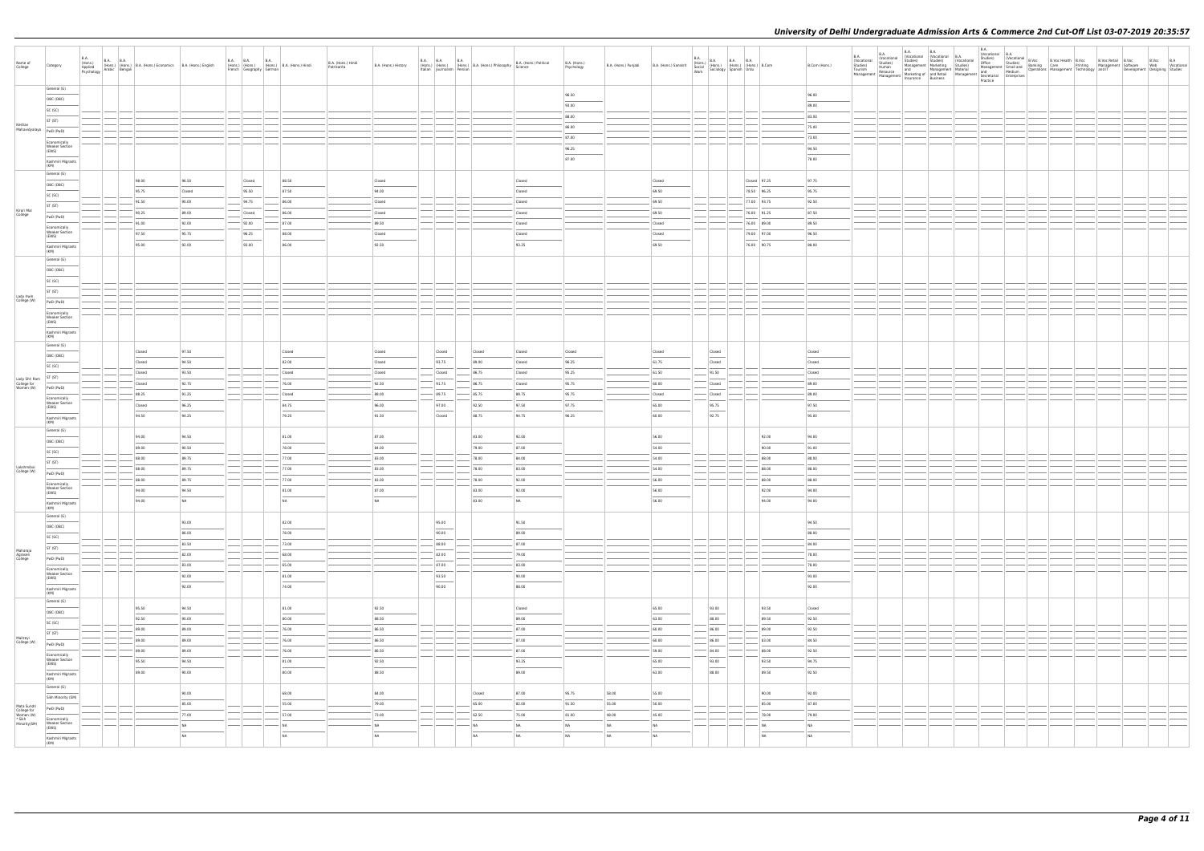| Name of College | Category | B.A. (Hons.) Applied Psychology | B.A. (Hons.) Arabic | B.A. (Hons.) Bengali | B.A. (Hons.) Economics | B.A. (Hons.) English | B.A. (Hons.) French | B.A. (Hons.) Geography | B.A. (Hons.) German | B.A. (Hons.) Hindi | B.A. (Hons.) Hindi Patrikarita | B.A. (Hons.) History | B.A. (Hons.) Italian | B.A. (Hons.) Journalism | B.A. (Hons.) Persian | B.A. (Hons.) Philosophy | B.A. (Hons.) Political Science | B.A. (Hons.) Psychology | B.A. (Hons.) Punjabi | B.A. (Hons.) Sanskrit | B.A. (Hons.) Social Work | B.A. (Hons.) Sociology | B.A. (Hons.) Spanish | B.A. (Hons.) Urdu | B.Com | B.Com (Hons.) | B.A. (Vocational Studies) Tourism Management | B.A. (Vocational Studies) Human Resource Management | B.A. (Vocational Studies) Management and Marketing of Insurance | B.A. (Vocational Studies) Marketing Management and Retail Business | B.A. (Vocational Studies) Material Management | B.A. (Vocational Studies) Office Management and Secretarial Practice | B.A. (Vocational Studies) Small and Medium Enterprises | B.Voc Banking Operations | B.Voc Health Care Management | B.Voc Printing Technology | B.Voc Retail Management and IT | B.Voc Software Development | B.Voc Web Designing | B.A Vocational Studies |
|---|---|---|---|---|---|---|---|---|---|---|---|---|---|---|---|---|---|---|---|---|---|---|---|---|---|---|---|---|---|---|---|---|---|---|---|---|---|---|---|---|
| Keshav Mahavidyalaya | General (G) | | | | | | | | | | | | | | | | | 96.50 | | | | | | | | 96.00 | | | | | | | | | | | | | | |
| | OBC (OBC) | | | | | | | | | | | | | | | | | 93.00 | | | | | | | | 89.00 | | | | | | | | | | | | | | |
| | SC (SC) | | | | | | | | | | | | | | | | | 88.00 | | | | | | | | 83.00 | | | | | | | | | | | | | | |
| | ST (ST) | | | | | | | | | | | | | | | | | 86.00 | | | | | | | | 75.00 | | | | | | | | | | | | | | |
| | PwD (PwD) | | | | | | | | | | | | | | | | | 87.00 | | | | | | | | 73.00 | | | | | | | | | | | | | | |
| | Economically Weaker Section (EWS) | | | | | | | | | | | | | | | | | 96.25 | | | | | | | | 94.50 | | | | | | | | | | | | | | |
| | Kashmiri Migrants (KM) | | | | | | | | | | | | | | | | | 87.00 | | | | | | | | 78.00 | | | | | | | | | | | | | | |
| Kirori Mal College | General (G) | | | | 98.00 | 96.50 | | Closed | | 80.50 | | Closed | | | | | Closed | | | Closed | | | | Closed | 97.25 | 97.75 | | | | | | | | | | | | | | |
| | OBC (OBC) | | | | 95.75 | Closed | | 95.50 | | 87.50 | | 94.00 | | | | | Closed | | | 69.50 | | | | 78.50 | 96.25 | 95.75 | | | | | | | | | | | | | | |
| | SC (SC) | | | | 91.50 | 90.00 | | 94.75 | | 86.00 | | Closed | | | | | Closed | | | 69.50 | | | | 77.00 | 93.75 | 92.50 | | | | | | | | | | | | | | |
| | ST (ST) | | | | 90.25 | 89.00 | | Closed | | 86.00 | | Closed | | | | | Closed | | | 69.50 | | | | 76.00 | 91.25 | 87.50 | | | | | | | | | | | | | | |
| | PwD (PwD) | | | | 91.00 | 92.00 | | 92.00 | | 87.00 | | 89.50 | | | | | Closed | | | Closed | | | | 76.00 | 89.00 | 88.50 | | | | | | | | | | | | | | |
| | Economically Weaker Section (EWS) | | | | 97.50 | 95.75 | | 96.25 | | 88.00 | | Closed | | | | | Closed | | | Closed | | | | 79.00 | 97.00 | 96.50 | | | | | | | | | | | | | | |
| | Kashmiri Migrants (KM) | | | | 95.00 | 92.00 | | 93.00 | | 86.00 | | 92.50 | | | | | 93.25 | | | 69.50 | | | | 76.00 | 90.75 | 88.00 | | | | | | | | | | | | | | |
| Lady Irwin College (W) | General (G) | | | | | | | | | | | | | | | | | | | | | | | | | | | | | | | | | | | | | | | |
| | OBC (OBC) | | | | | | | | | | | | | | | | | | | | | | | | | | | | | | | | | | | | | | | |
| | SC (SC) | | | | | | | | | | | | | | | | | | | | | | | | | | | | | | | | | | | | | | | |
| | ST (ST) | | | | | | | | | | | | | | | | | | | | | | | | | | | | | | | | | | | | | | | |
| | PwD (PwD) | | | | | | | | | | | | | | | | | | | | | | | | | | | | | | | | | | | | | | | |
| | Economically Weaker Section (EWS) | | | | | | | | | | | | | | | | | | | | | | | | | | | | | | | | | | | | | | | |
| | Kashmiri Migrants (KM) | | | | | | | | | | | | | | | | | | | | | | | | | | | | | | | | | | | | | | | |
| Lady Shri Ram College for Women (W) | General (G) | | | | Closed | 97.50 | | | | Closed | | Closed | | Closed | | Closed | Closed | Closed | | Closed | | Closed | | | | Closed | | | | | | | | | | | | | | |
| | OBC (OBC) | | | | Closed | 94.50 | | | | 82.00 | | Closed | | 93.75 | | 89.00 | Closed | 96.25 | | 61.75 | | Closed | | | | Closed | | | | | | | | | | | | | | |
| | SC (SC) | | | | Closed | 93.50 | | | | Closed | | Closed | | Closed | | 86.75 | Closed | 95.25 | | 61.50 | | 91.50 | | | | Closed | | | | | | | | | | | | | | |
| | ST (ST) | | | | Closed | 92.75 | | | | 76.00 | | 92.50 | | 91.75 | | 86.75 | Closed | 95.75 | | 60.00 | | Closed | | | | 89.00 | | | | | | | | | | | | | | |
| | PwD (PwD) | | | | Closed | 91.25 | | | | Closed | | 88.00 | | 89.75 | | 85.75 | 89.75 | 95.75 | | Closed | | Closed | | | | 89.00 | | | | | | | | | | | | | | |
| | Economically Weaker Section (EWS) | | | | Closed | 96.25 | | | | 84.75 | | 96.00 | | 97.00 | | 92.50 | 97.50 | 97.75 | | 65.00 | | 95.75 | | | | 97.50 | | | | | | | | | | | | | | |
| | Kashmiri Migrants (KM) | | | | 94.50 | 94.25 | | | | 79.25 | | 91.50 | | Closed | | 88.75 | 94.75 | 96.25 | | 60.00 | | 92.75 | | | | 95.00 | | | | | | | | | | | | | | |
| Lakshmibai College (W) | General (G) | | | | 94.00 | 94.50 | | | | 81.00 | | 87.00 | | | | 83.00 | 92.00 | | | 56.00 | | | | | 92.00 | 94.00 | | | | | | | | | | | | | | |
| | OBC (OBC) | | | | 89.00 | 90.50 | | | | 78.00 | | 84.00 | | | | 79.00 | 87.00 | | | 54.00 | | | | | 90.00 | 91.00 | | | | | | | | | | | | | | |
| | SC (SC) | | | | 88.00 | 89.75 | | | | 77.00 | | 83.00 | | | | 78.00 | 84.00 | | | 54.00 | | | | | 88.00 | 88.00 | | | | | | | | | | | | | | |
| | ST (ST) | | | | 88.00 | 89.75 | | | | 77.00 | | 83.00 | | | | 78.00 | 83.00 | | | 54.00 | | | | | 88.00 | 88.00 | | | | | | | | | | | | | | |
| | PwD (PwD) | | | | 88.00 | 89.75 | | | | 77.00 | | 83.00 | | | | 78.00 | 92.00 | | | 56.00 | | | | | 88.00 | 88.00 | | | | | | | | | | | | | | |
| | Economically Weaker Section (EWS) | | | | 94.00 | 94.50 | | | | 81.00 | | 87.00 | | | | 83.00 | 92.00 | | | 56.00 | | | | | 92.00 | 94.00 | | | | | | | | | | | | | | |
| | Kashmiri Migrants (KM) | | | | 94.00 | NA | | | | NA | | NA | | | | 83.00 | NA | | | 56.00 | | | | | 94.00 | 94.00 | | | | | | | | | | | | | | |
| Maharaja Agrasen College | General (G) | | | | | 93.00 | | | | 82.00 | | | | 95.00 | | | 91.50 | | | | | | | | | 94.50 | | | | | | | | | | | | | | |
| | OBC (OBC) | | | | | 86.00 | | | | 79.00 | | | | 90.00 | | | 89.00 | | | | | | | | | 88.00 | | | | | | | | | | | | | | |
| | SC (SC) | | | | | 83.50 | | | | 73.00 | | | | 88.00 | | | 87.00 | | | | | | | | | 84.00 | | | | | | | | | | | | | | |
| | ST (ST) | | | | | 82.00 | | | | 68.00 | | | | 82.00 | | | 79.00 | | | | | | | | | 78.00 | | | | | | | | | | | | | | |
| | PwD (PwD) | | | | | 83.00 | | | | 65.00 | | | | 87.00 | | | 83.00 | | | | | | | | | 78.00 | | | | | | | | | | | | | | |
| | Economically Weaker Section (EWS) | | | | | 92.00 | | | | 81.00 | | | | 93.50 | | | 90.00 | | | | | | | | | 93.00 | | | | | | | | | | | | | | |
| | Kashmiri Migrants (KM) | | | | | 92.00 | | | | 74.00 | | | | 90.00 | | | 88.00 | | | | | | | | | 92.00 | | | | | | | | | | | | | | |
| Maitreyi College (W) | General (G) | | | | 95.50 | 94.50 | | | | 81.00 | | 92.50 | | | | | Closed | | | 65.00 | | 93.00 | | | 93.50 | Closed | | | | | | | | | | | | | | |
| | OBC (OBC) | | | | 92.50 | 90.00 | | | | 80.00 | | 88.50 | | | | | 89.00 | | | 63.00 | | 88.00 | | | 89.50 | 92.50 | | | | | | | | | | | | | | |
| | SC (SC) | | | | 89.00 | 89.00 | | | | 76.00 | | 86.50 | | | | | 87.00 | | | 60.00 | | 86.00 | | | 89.00 | 92.50 | | | | | | | | | | | | | | |
| | ST (ST) | | | | 89.00 | 89.00 | | | | 76.00 | | 86.50 | | | | | 87.00 | | | 60.00 | | 86.00 | | | 83.00 | 88.50 | | | | | | | | | | | | | | |
| | PwD (PwD) | | | | 89.00 | 89.00 | | | | 76.00 | | 86.50 | | | | | 87.00 | | | 59.00 | | 84.00 | | | 88.00 | 92.50 | | | | | | | | | | | | | | |
| | Economically Weaker Section (EWS) | | | | 95.50 | 94.50 | | | | 81.00 | | 92.50 | | | | | 93.25 | | | 65.00 | | 93.00 | | | 93.50 | 94.75 | | | | | | | | | | | | | | |
| | Kashmiri Migrants (KM) | | | | 89.00 | 90.00 | | | | 80.00 | | 88.50 | | | | | 89.00 | | | 63.00 | | 88.00 | | | 89.50 | 92.50 | | | | | | | | | | | | | | |
| Mata Sundri College for Women (W) * Sikh Minority(SM) | General (G) | | | | | 90.00 | | | | 60.00 | | 84.00 | | | | Closed | 87.00 | 95.75 | 58.00 | 55.00 | | | | | 90.00 | 92.00 | | | | | | | | | | | | | | |
| | Sikh Minority (SM) | | | | | 85.00 | | | | 55.00 | | 79.00 | | | | 65.00 | 82.00 | 91.50 | 55.00 | 50.00 | | | | | 85.00 | 87.00 | | | | | | | | | | | | | | |
| | PwD (PwD) | | | | | 77.00 | | | | 57.00 | | 73.00 | | | | 62.50 | 75.00 | 81.00 | 48.00 | 45.00 | | | | | 78.00 | 79.00 | | | | | | | | | | | | | | |
| | Economically Weaker Section (EWS) | | | | | NA | | | | NA | | NA | | | | NA | NA | NA | NA | NA | | | | | NA | NA | | | | | | | | | | | | | | |
| | Kashmiri Migrants (KM) | | | | | NA | | | | NA | | NA | | | | NA | NA | NA | NA | NA | | | | | NA | NA | | | | | | | | | | | | | | |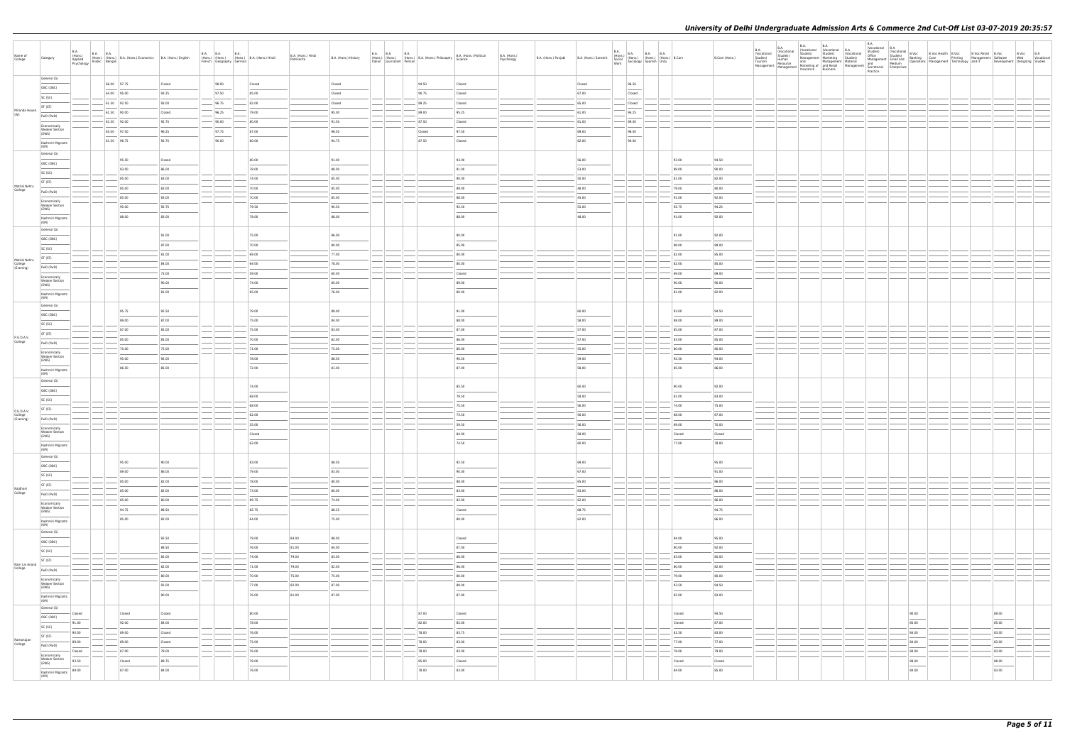| Name of College | Category | B.A. (Hons.) Applied Psychology | B.A. (Hons.) Arabic | B.A. (Hons.) Bengali | B.A. (Hons.) Economics | B.A. (Hons.) English | B.A. (Hons.) French | B.A. (Hons.) Geography | B.A. (Hons.) German | B.A. (Hons.) Hindi | B.A. (Hons.) Hindi Patrikarita | B.A. (Hons.) History | B.A. (Hons.) Italian | B.A. (Hons.) Journalism | B.A. (Hons.) Persian | B.A. (Hons.) Philosophy | B.A. (Hons.) Political Science | B.A. (Hons.) Psychology | B.A. (Hons.) Punjabi | B.A. (Hons.) Sanskrit | B.A. (Hons.) Social Work | B.A. (Hons.) Sociology | B.A. (Hons.) Spanish | B.A. (Hons.) Urdu | B.Com | B.Com (Hons.) | B.A. (Vocational Studies) Tourism Management | B.A. (Vocational Studies) Human Resource Management | B.A. (Vocational Studies) Management and Marketing of Insurance | B.A. (Vocational Studies) Marketing Management and Retail Business | B.A. (Vocational Studies) Material Management | B.A. (Vocational Studies) Office Management and Secretarial Practice | B.A. (Vocational Studies) Small and Medium Enterprises | B.Voc Banking Operations | B.Voc Health Care Management | B.Voc Printing Technology | B.Voc Retail Management and IT | B.Voc Software Development | B.Voc Web Designing | B.A Vocational Studies |
|---|---|---|---|---|---|---|---|---|---|---|---|---|---|---|---|---|---|---|---|---|---|---|---|---|---|---|---|---|---|---|---|---|---|---|---|---|---|---|---|---|
| Miranda House (W) | General (G) | | | 66.00 | 97.75 | Closed | | 98.00 | | Closed | | Closed | | | | 96.50 | Closed | | | Closed | | 96.50 | | | | | | | | | | | | | | | | | | |
| | OBC (OBC) | | | 64.00 | 95.00 | 93.25 | | 97.50 | | 85.00 | | Closed | | | | 95.75 | Closed | | | 67.00 | | Closed | | | | | | | | | | | | | | | | | | |
| | SC (SC) | | | 61.50 | 92.50 | 93.00 | | 96.75 | | 82.00 | | Closed | | | | 89.25 | Closed | | | 65.00 | | Closed | | | | | | | | | | | | | | | | | | |
| | ST (ST) | | | 61.50 | 90.00 | Closed | | 96.25 | | 79.00 | | 95.00 | | | | 89.00 | 95.25 | | | 61.00 | | 94.25 | | | | | | | | | | | | | | | | | | |
| | PwD (PwD) | | | 61.50 | 92.00 | 92.75 | | 98.00 | | 80.00 | | 91.50 | | | | 87.50 | Closed | | | 61.00 | | 89.00 | | | | | | | | | | | | | | | | | | |
| | Economically Weaker Section (EWS) | | | 65.00 | 97.50 | 96.25 | | 97.75 | | 87.00 | | 96.50 | | | | Closed | 97.50 | | | 69.00 | | 96.00 | | | | | | | | | | | | | | | | | | |
| | Kashmiri Migrants (KM) | | | 61.50 | 96.75 | 92.75 | | 98.00 | | 80.00 | | 94.75 | | | | 87.50 | Closed | | | 62.00 | | 98.00 | | | | | | | | | | | | | | | | | | |
| Motilal Nehru College | General (G) | | | | 95.50 | Closed | | | | 80.00 | | 91.00 | | | | | 93.00 | | | 56.00 | | | | | 93.00 | 94.50 | | | | | | | | | | | | | | |
| | OBC (OBC) | | | | 93.00 | 86.00 | | | | 78.00 | | 88.00 | | | | | 91.00 | | | 53.00 | | | | | 89.00 | 90.00 | | | | | | | | | | | | | | |
| | SC (SC) | | | | 85.00 | 83.00 | | | | 74.00 | | 85.00 | | | | | 90.00 | | | 50.00 | | | | | 81.00 | 82.00 | | | | | | | | | | | | | | |
| | ST (ST) | | | | 85.00 | 83.00 | | | | 70.00 | | 85.00 | | | | | 89.00 | | | 46.00 | | | | | 79.00 | 80.00 | | | | | | | | | | | | | | |
| | PwD (PwD) | | | | 85.00 | 83.00 | | | | 70.00 | | 85.00 | | | | | 88.00 | | | 45.00 | | | | | 81.00 | 82.00 | | | | | | | | | | | | | | |
| | Economically Weaker Section (EWS) | | | | 95.00 | 92.75 | | | | 79.50 | | 90.50 | | | | | 92.50 | | | 55.00 | | | | | 92.75 | 94.25 | | | | | | | | | | | | | | |
| | Kashmiri Migrants (KM) | | | | 88.00 | 83.00 | | | | 78.00 | | 88.00 | | | | | 88.00 | | | 46.00 | | | | | 91.00 | 92.00 | | | | | | | | | | | | | | |
| Motilal Nehru College (Evening) | General (G) | | | | | 91.00 | | | | 75.00 | | 86.00 | | | | | 90.00 | | | | | | | | 91.00 | 92.00 | | | | | | | | | | | | | | |
| | OBC (OBC) | | | | | 87.00 | | | | 70.00 | | 80.00 | | | | | 85.00 | | | | | | | | 88.00 | 89.00 | | | | | | | | | | | | | | |
| | SC (SC) | | | | | 81.00 | | | | 69.00 | | 77.00 | | | | | 80.00 | | | | | | | | 82.00 | 85.00 | | | | | | | | | | | | | | |
| | ST (ST) | | | | | 84.00 | | | | 64.00 | | 78.00 | | | | | 80.00 | | | | | | | | 82.00 | 85.00 | | | | | | | | | | | | | | |
| | PwD (PwD) | | | | | 73.00 | | | | 59.00 | | 60.00 | | | | | Closed | | | | | | | | 69.00 | 68.00 | | | | | | | | | | | | | | |
| | Economically Weaker Section (EWS) | | | | | 90.00 | | | | 74.00 | | 85.00 | | | | | 89.00 | | | | | | | | 90.00 | 90.00 | | | | | | | | | | | | | | |
| | Kashmiri Migrants (KM) | | | | | 81.00 | | | | 65.00 | | 76.00 | | | | | 80.00 | | | | | | | | 81.00 | 82.00 | | | | | | | | | | | | | | |
| P.G.D.A.V. College | General (G) | | | | 95.75 | 92.50 | | | | 79.00 | | 89.00 | | | | | 91.00 | | | 60.00 | | | | | 93.00 | 94.50 | | | | | | | | | | | | | | |
| | OBC (OBC) | | | | 89.00 | 87.00 | | | | 75.00 | | 84.00 | | | | | 88.00 | | | 58.00 | | | | | 88.00 | 89.00 | | | | | | | | | | | | | | |
| | SC (SC) | | | | 87.00 | 85.00 | | | | 75.00 | | 83.00 | | | | | 87.00 | | | 57.00 | | | | | 85.00 | 87.00 | | | | | | | | | | | | | | |
| | ST (ST) | | | | 85.00 | 85.00 | | | | 70.00 | | 82.00 | | | | | 86.00 | | | 57.00 | | | | | 83.00 | 85.00 | | | | | | | | | | | | | | |
| | PwD (PwD) | | | | 70.00 | 75.00 | | | | 71.00 | | 75.00 | | | | | 80.00 | | | 55.00 | | | | | 80.00 | 80.00 | | | | | | | | | | | | | | |
| | Economically Weaker Section (EWS) | | | | 95.00 | 92.00 | | | | 78.00 | | 88.50 | | | | | 90.50 | | | 59.00 | | | | | 92.50 | 94.00 | | | | | | | | | | | | | | |
| | Kashmiri Migrants (KM) | | | | 86.50 | 85.00 | | | | 72.00 | | 81.00 | | | | | 87.00 | | | 58.00 | | | | | 85.00 | 86.00 | | | | | | | | | | | | | | |
| P.G.D.A.V. College (Evening) | General (G) | | | | | | | | | 74.00 | | | | | | | 85.50 | | | 60.00 | | | | | 90.00 | 92.00 | | | | | | | | | | | | | | |
| | OBC (OBC) | | | | | | | | | 69.00 | | | | | | | 79.50 | | | 58.00 | | | | | 81.00 | 83.00 | | | | | | | | | | | | | | |
| | SC (SC) | | | | | | | | | 68.00 | | | | | | | 75.50 | | | 56.00 | | | | | 74.00 | 75.00 | | | | | | | | | | | | | | |
| | ST (ST) | | | | | | | | | 62.00 | | | | | | | 72.50 | | | 56.00 | | | | | 68.00 | 67.00 | | | | | | | | | | | | | | |
| | PwD (PwD) | | | | | | | | | 55.00 | | | | | | | 59.50 | | | 56.00 | | | | | 69.00 | 70.00 | | | | | | | | | | | | | | |
| | Economically Weaker Section (EWS) | | | | | | | | | Closed | | | | | | | 84.00 | | | 58.00 | | | | | Closed | Closed | | | | | | | | | | | | | | |
| | Kashmiri Migrants (KM) | | | | | | | | | 62.00 | | | | | | | 74.50 | | | 60.00 | | | | | 77.00 | 78.00 | | | | | | | | | | | | | | |
| Rajdhani College | General (G) | | | | 95.00 | 90.00 | | | | 83.00 | | 88.50 | | | | | 92.50 | | | 69.00 | | | | | | 95.00 | | | | | | | | | | | | | | |
| | OBC (OBC) | | | | 89.00 | 86.00 | | | | 79.00 | | 83.00 | | | | | 90.00 | | | 67.00 | | | | | | 91.00 | | | | | | | | | | | | | | |
| | SC (SC) | | | | 85.00 | 82.00 | | | | 79.00 | | 80.00 | | | | | 88.00 | | | 65.00 | | | | | | 86.00 | | | | | | | | | | | | | | |
| | ST (ST) | | | | 85.00 | 82.00 | | | | 73.00 | | 80.00 | | | | | 83.00 | | | 63.00 | | | | | | 86.00 | | | | | | | | | | | | | | |
| | PwD (PwD) | | | | 85.00 | 80.00 | | | | 69.75 | | 74.00 | | | | | 82.00 | | | 62.00 | | | | | | 86.00 | | | | | | | | | | | | | | |
| | Economically Weaker Section (EWS) | | | | 94.75 | 89.50 | | | | 82.75 | | 88.25 | | | | | Closed | | | 68.75 | | | | | | 94.75 | | | | | | | | | | | | | | |
| | Kashmiri Migrants (KM) | | | | 85.00 | 82.00 | | | | 64.00 | | 75.00 | | | | | 80.00 | | | 62.00 | | | | | | 86.00 | | | | | | | | | | | | | | |
| Ram Lal Anand College | General (G) | | | | | 92.50 | | | | 79.00 | 84.00 | 88.00 | | | | | Closed | | | | | | | | 94.00 | 95.00 | | | | | | | | | | | | | | |
| | OBC (OBC) | | | | | 88.50 | | | | 76.00 | 81.00 | 84.00 | | | | | 87.00 | | | | | | | | 90.00 | 92.00 | | | | | | | | | | | | | | |
| | SC (SC) | | | | | 85.00 | | | | 74.00 | 79.00 | 83.00 | | | | | 86.00 | | | | | | | | 83.00 | 85.00 | | | | | | | | | | | | | | |
| | ST (ST) | | | | | 82.00 | | | | 71.00 | 78.00 | 82.00 | | | | | 86.00 | | | | | | | | 80.00 | 82.00 | | | | | | | | | | | | | | |
| | PwD (PwD) | | | | | 80.00 | | | | 70.00 | 75.00 | 75.00 | | | | | 80.00 | | | | | | | | 79.00 | 80.00 | | | | | | | | | | | | | | |
| | Economically Weaker Section (EWS) | | | | | 91.00 | | | | 77.00 | 82.00 | 87.00 | | | | | 89.00 | | | | | | | | 93.50 | 94.50 | | | | | | | | | | | | | | |
| | Kashmiri Migrants (KM) | | | | | 90.00 | | | | 76.00 | 83.00 | 87.00 | | | | | 87.00 | | | | | | | | 92.00 | 93.00 | | | | | | | | | | | | | | |
| Ramanujan College | General (G) | Closed | | | Closed | Closed | | | | 80.00 | | | | | | 87.00 | Closed | | | | | | | | Closed | 94.50 | | | | | | | | 90.00 | | | | 89.00 | | |
| | OBC (OBC) | 91.00 | | | 92.00 | 84.00 | | | | 79.00 | | | | | | 82.00 | 85.00 | | | | | | | | Closed | 87.00 | | | | | | | | 85.00 | | | | 85.00 | | |
| | SC (SC) | 90.00 | | | 89.00 | Closed | | | | 76.00 | | | | | | 78.00 | 83.75 | | | | | | | | 81.50 | 83.00 | | | | | | | | 84.00 | | | | 83.00 | | |
| | ST (ST) | 89.00 | | | 89.00 | Closed | | | | 75.00 | | | | | | 78.00 | 83.00 | | | | | | | | 77.00 | 77.00 | | | | | | | | 84.00 | | | | 83.00 | | |
| | PwD (PwD) | Closed | | | 87.00 | 79.00 | | | | 76.00 | | | | | | 78.00 | 83.00 | | | | | | | | 78.00 | 79.00 | | | | | | | | 84.00 | | | | 83.00 | | |
| | Economically Weaker Section (EWS) | 93.50 | | | Closed | 89.75 | | | | 79.00 | | | | | | 85.00 | Closed | | | | | | | | Closed | Closed | | | | | | | | 89.00 | | | | 88.00 | | |
| | Kashmiri Migrants (KM) | 89.00 | | | 87.00 | 84.00 | | | | 76.00 | | | | | | 78.00 | 83.00 | | | | | | | | 84.00 | 85.00 | | | | | | | | 84.00 | | | | 83.00 | | |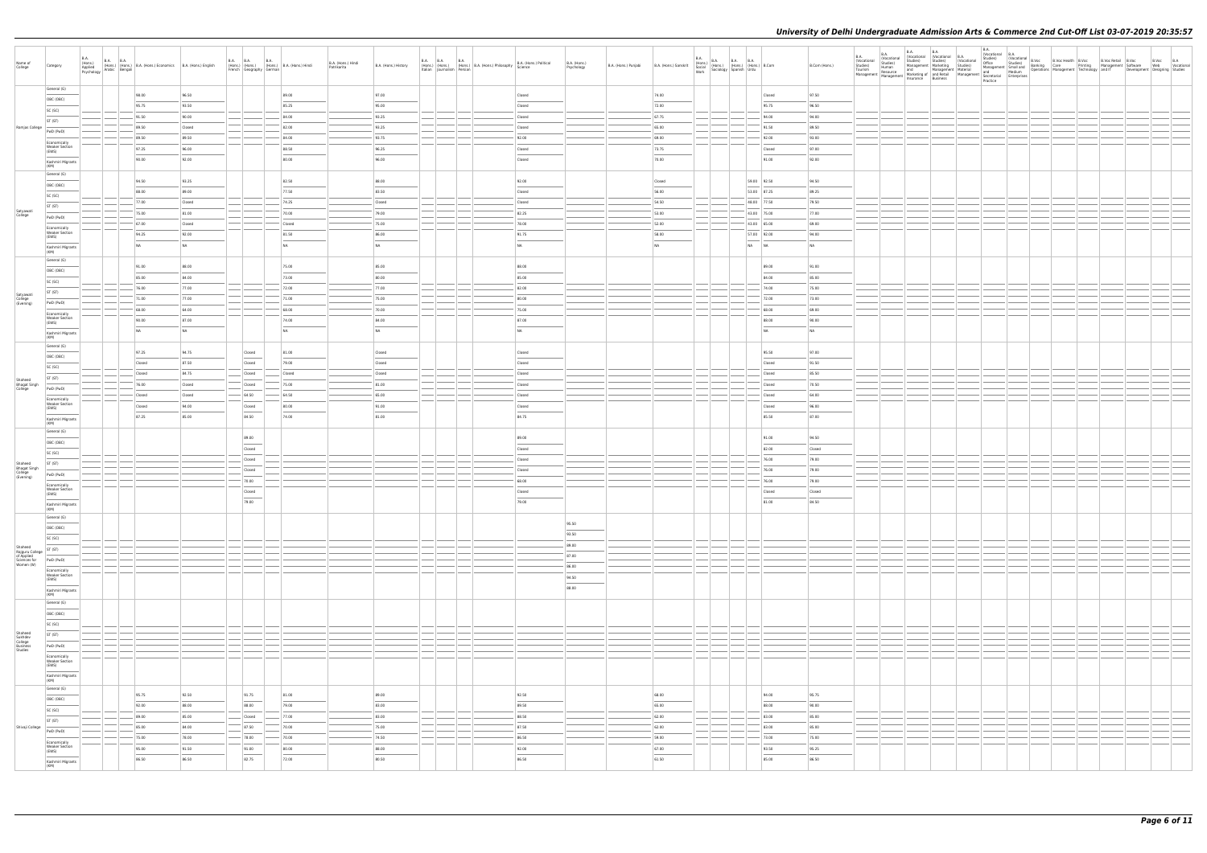| Name of College | Category | B.A. (Hons.) Applied Psychology | B.A. (Hons.) Arabic | B.A. (Hons.) Bengali | B.A. (Hons.) Economics | B.A. (Hons.) English | B.A. (Hons.) French | B.A. (Hons.) Geography | B.A. (Hons.) German | B.A. (Hons.) Hindi | B.A. (Hons.) Hindi Patrikarita | B.A. (Hons.) History | B.A. (Hons.) Italian | B.A. (Hons.) Journalism | B.A. (Hons.) Persian | B.A. (Hons.) Philosophy | B.A. (Hons.) Political Science | B.A. (Hons.) Psychology | B.A. (Hons.) Punjabi | B.A. (Hons.) Sanskrit | B.A. (Hons.) Social Work | B.A. (Hons.) Sociology | B.A. (Hons.) Spanish | B.A. (Hons.) Urdu | B.Com | B.Com (Hons.) | B.A. (Vocational Studies) Tourism Management | B.A. (Vocational Studies) Human Resource Management | B.A. (Vocational Studies) Management and Marketing of Insurance | B.A. (Vocational Studies) Marketing Management and Retail Business | B.A. (Vocational Studies) Material Management | B.A. (Vocational Studies) Office Management and Secretarial Practice | B.A. (Vocational Studies) Small and Medium Enterprises | B.Voc Banking Operations | B.Voc Health Care Management | B.Voc Printing Technology | B.Voc Retail Management and IT | B.Voc Software Development | B.Voc Web Designing | B.A Vocational Studies |
|---|---|---|---|---|---|---|---|---|---|---|---|---|---|---|---|---|---|---|---|---|---|---|---|---|---|---|---|---|---|---|---|---|---|---|---|---|---|---|---|---|
| Rajdhani College | General (G) | | | | 98.00 | 96.50 | | | | 89.00 | | 97.00 | | | | | Closed | | | 74.00 | | | | | Closed | 97.50 | | | | | | | | | | | | | | |
| | OBC (OBC) | | | | 95.75 | 93.50 | | | | 85.25 | | 95.00 | | | | | Closed | | | 72.00 | | | | | 95.75 | 96.50 | | | | | | | | | | | | | | |
| | SC (SC) | | | | 91.50 | 90.00 | | | | 84.00 | | 93.25 | | | | | Closed | | | 67.75 | | | | | 94.00 | 94.00 | | | | | | | | | | | | | | |
| | ST (ST) | | | | 89.50 | Closed | | | | 82.00 | | 93.25 | | | | | Closed | | | 65.00 | | | | | 91.50 | 89.50 | | | | | | | | | | | | | | |
| | PwD (PwD) | | | | 89.50 | 89.50 | | | | 84.00 | | 93.75 | | | | | 92.00 | | | 69.00 | | | | | 92.00 | 93.00 | | | | | | | | | | | | | | |
| | Economically Weaker Section (EWS) | | | | 97.25 | 96.00 | | | | 88.50 | | 96.25 | | | | | Closed | | | 73.75 | | | | | Closed | 97.00 | | | | | | | | | | | | | | |
| | Kashmiri Migrants (KM) | | | | 90.00 | 92.00 | | | | 80.00 | | 96.00 | | | | | Closed | | | 70.00 | | | | | 91.00 | 92.00 | | | | | | | | | | | | | | |
| Satyawati College | General (G) | | | | 94.50 | 93.25 | | | | 82.50 | | 88.00 | | | | | 92.00 | | | Closed | | | | 59.00 | 92.50 | 94.50 | | | | | | | | | | | | | | |
| | OBC (OBC) | | | | 88.00 | 89.00 | | | | 77.50 | | 83.50 | | | | | Closed | | | 56.00 | | | | 53.00 | 87.25 | 89.25 | | | | | | | | | | | | | | |
| | SC (SC) | | | | 77.00 | Closed | | | | 74.25 | | Closed | | | | | Closed | | | 54.50 | | | | 48.00 | 77.50 | 79.50 | | | | | | | | | | | | | | |
| | ST (ST) | | | | 75.00 | 81.00 | | | | 70.00 | | 79.00 | | | | | 82.25 | | | 53.00 | | | | 43.00 | 75.00 | 77.00 | | | | | | | | | | | | | | |
| | PwD (PwD) | | | | 67.00 | Closed | | | | Closed | | 75.00 | | | | | 78.00 | | | 52.00 | | | | 43.00 | 65.00 | 68.00 | | | | | | | | | | | | | | |
| | Economically Weaker Section (EWS) | | | | 94.25 | 92.00 | | | | 81.50 | | 86.00 | | | | | 91.75 | | | 58.00 | | | | 57.00 | 92.00 | 94.00 | | | | | | | | | | | | | | |
| | Kashmiri Migrants (KM) | | | | NA | NA | | | | NA | | NA | | | | | NA | | | NA | | | | NA | NA | NA | | | | | | | | | | | | | | |
| Satyawati College (Evening) | General (G) | | | | 91.00 | 88.00 | | | | 75.00 | | 85.00 | | | | | 88.00 | | | | | | | | 89.00 | 91.00 | | | | | | | | | | | | | | |
| | OBC (OBC) | | | | 85.00 | 84.00 | | | | 73.00 | | 80.00 | | | | | 85.00 | | | | | | | | 84.00 | 85.00 | | | | | | | | | | | | | | |
| | SC (SC) | | | | 76.00 | 77.00 | | | | 72.00 | | 77.00 | | | | | 82.00 | | | | | | | | 74.00 | 75.00 | | | | | | | | | | | | | | |
| | ST (ST) | | | | 71.00 | 77.00 | | | | 71.00 | | 75.00 | | | | | 80.00 | | | | | | | | 72.00 | 73.00 | | | | | | | | | | | | | | |
| | PwD (PwD) | | | | 68.00 | 64.00 | | | | 69.00 | | 70.00 | | | | | 75.00 | | | | | | | | 68.00 | 68.00 | | | | | | | | | | | | | | |
| | Economically Weaker Section (EWS) | | | | 90.00 | 87.00 | | | | 74.00 | | 84.00 | | | | | 87.00 | | | | | | | | 88.00 | 90.00 | | | | | | | | | | | | | | |
| | Kashmiri Migrants (KM) | | | | NA | NA | | | | NA | | NA | | | | | NA | | | | | | | | NA | NA | | | | | | | | | | | | | | |
| Shaheed Bhagat Singh College | General (G) | | | | 97.25 | 94.75 | | Closed | | 81.00 | | Closed | | | | | Closed | | | | | | | | 95.50 | 97.00 | | | | | | | | | | | | | | |
| | OBC (OBC) | | | | Closed | 87.50 | | Closed | | 79.00 | | Closed | | | | | Closed | | | | | | | | Closed | 91.50 | | | | | | | | | | | | | | |
| | SC (SC) | | | | Closed | 84.75 | | Closed | | Closed | | Closed | | | | | Closed | | | | | | | | Closed | 85.50 | | | | | | | | | | | | | | |
| | ST (ST) | | | | 76.00 | Closed | | Closed | | 75.00 | | 81.00 | | | | | Closed | | | | | | | | Closed | 78.50 | | | | | | | | | | | | | | |
| | PwD (PwD) | | | | Closed | Closed | | 64.50 | | 64.50 | | 65.00 | | | | | Closed | | | | | | | | Closed | 64.00 | | | | | | | | | | | | | | |
| | Economically Weaker Section (EWS) | | | | Closed | 94.00 | | Closed | | 80.00 | | 91.00 | | | | | Closed | | | | | | | | Closed | 96.00 | | | | | | | | | | | | | | |
| | Kashmiri Migrants (KM) | | | | 87.25 | 85.00 | | 84.50 | | 74.00 | | 81.00 | | | | | 84.75 | | | | | | | | 85.50 | 87.00 | | | | | | | | | | | | | | |
| Shaheed Bhagat Singh College (Evening) | General (G) | | | | | | | 89.00 | | | | | | | | | 89.00 | | | | | | | | 91.00 | 94.50 | | | | | | | | | | | | | | |
| | OBC (OBC) | | | | | | | Closed | | | | | | | | | Closed | | | | | | | | 82.00 | Closed | | | | | | | | | | | | | | |
| | SC (SC) | | | | | | | Closed | | | | | | | | | Closed | | | | | | | | 76.00 | 79.00 | | | | | | | | | | | | | | |
| | ST (ST) | | | | | | | Closed | | | | | | | | | Closed | | | | | | | | 76.00 | 79.00 | | | | | | | | | | | | | | |
| | PwD (PwD) | | | | | | | 70.00 | | | | | | | | | 68.00 | | | | | | | | 76.00 | 79.00 | | | | | | | | | | | | | | |
| | Economically Weaker Section (EWS) | | | | | | | Closed | | | | | | | | | Closed | | | | | | | | Closed | Closed | | | | | | | | | | | | | | |
| | Kashmiri Migrants (KM) | | | | | | | 78.00 | | | | | | | | | 79.00 | | | | | | | | 81.00 | 84.50 | | | | | | | | | | | | | | |
| Shaheed Rajguru College of Applied Sciences for Women (W) | General (G) | | | | | | | | | | | | | | | | | 95.50 | | | | | | | | | | | | | | | | | | | | | | |
| | OBC (OBC) | | | | | | | | | | | | | | | | | 93.50 | | | | | | | | | | | | | | | | | | | | | | |
| | SC (SC) | | | | | | | | | | | | | | | | | 89.00 | | | | | | | | | | | | | | | | | | | | | | |
| | ST (ST) | | | | | | | | | | | | | | | | | 87.00 | | | | | | | | | | | | | | | | | | | | | | |
| | PwD (PwD) | | | | | | | | | | | | | | | | | 86.00 | | | | | | | | | | | | | | | | | | | | | | |
| | Economically Weaker Section (EWS) | | | | | | | | | | | | | | | | | 94.50 | | | | | | | | | | | | | | | | | | | | | | |
| | Kashmiri Migrants (KM) | | | | | | | | | | | | | | | | | 88.00 | | | | | | | | | | | | | | | | | | | | | | |
| Shaheed Sukhdev College Business Studies | General (G) | | | | | | | | | | | | | | | | | | | | | | | | | | | | | | | | | | | | | | | |
| | OBC (OBC) | | | | | | | | | | | | | | | | | | | | | | | | | | | | | | | | | | | | | | | |
| | SC (SC) | | | | | | | | | | | | | | | | | | | | | | | | | | | | | | | | | | | | | | | |
| | ST (ST) | | | | | | | | | | | | | | | | | | | | | | | | | | | | | | | | | | | | | | | |
| | PwD (PwD) | | | | | | | | | | | | | | | | | | | | | | | | | | | | | | | | | | | | | | | |
| | Economically Weaker Section (EWS) | | | | | | | | | | | | | | | | | | | | | | | | | | | | | | | | | | | | | | | |
| | Kashmiri Migrants (KM) | | | | | | | | | | | | | | | | | | | | | | | | | | | | | | | | | | | | | | | |
| Shivaji College | General (G) | | | | 95.75 | 92.50 | | 91.75 | | 81.00 | | 89.00 | | | | | 92.50 | | | 68.00 | | | | | 94.00 | 95.75 | | | | | | | | | | | | | | |
| | OBC (OBC) | | | | 92.00 | 86.00 | | 88.00 | | 79.00 | | 83.00 | | | | | 89.50 | | | 65.00 | | | | | 88.00 | 90.00 | | | | | | | | | | | | | | |
| | SC (SC) | | | | 89.00 | 85.00 | | Closed | | 77.00 | | 83.00 | | | | | 88.50 | | | 62.00 | | | | | 83.00 | 85.00 | | | | | | | | | | | | | | |
| | ST (ST) | | | | 85.00 | 84.00 | | 87.50 | | 70.00 | | 75.00 | | | | | 87.50 | | | 62.00 | | | | | 83.00 | 85.00 | | | | | | | | | | | | | | |
| | PwD (PwD) | | | | 75.00 | 78.00 | | 78.00 | | 70.00 | | 74.50 | | | | | 86.50 | | | 59.00 | | | | | 73.00 | 75.00 | | | | | | | | | | | | | | |
| | Economically Weaker Section (EWS) | | | | 95.00 | 91.50 | | 91.00 | | 80.00 | | 88.00 | | | | | 92.00 | | | 67.00 | | | | | 93.50 | 95.25 | | | | | | | | | | | | | | |
| | Kashmiri Migrants (KM) | | | | 86.50 | 86.50 | | 82.75 | | 72.00 | | 80.50 | | | | | 86.50 | | | 61.50 | | | | | 85.00 | 86.50 | | | | | | | | | | | | | | |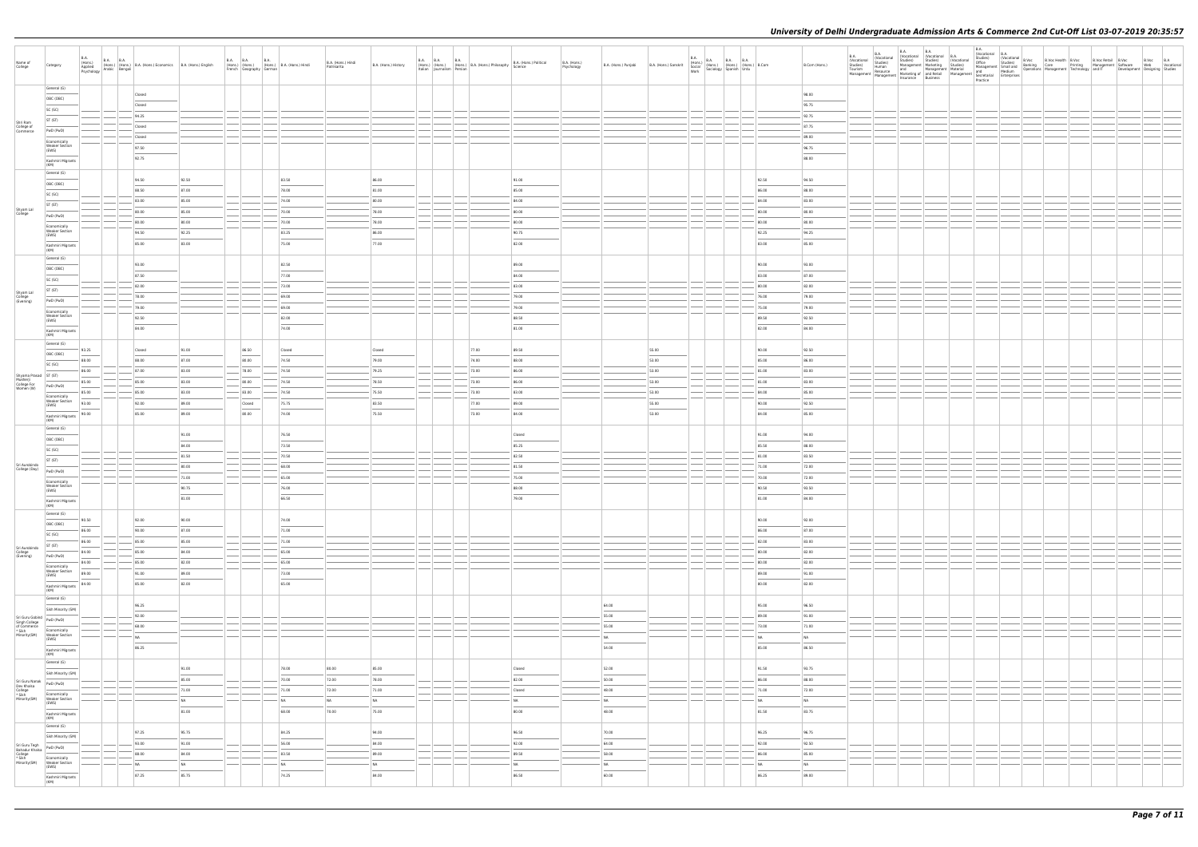| Name of College | Category | B.A. (Hons.) Applied Psychology | B.A. (Hons.) Arabic | B.A. (Hons.) Bengali | B.A. (Hons.) Economics | B.A. (Hons.) English | B.A. (Hons.) French | B.A. (Hons.) Geography | B.A. (Hons.) German | B.A. (Hons.) Hindi | B.A. (Hons.) Hindi Patrikarita | B.A. (Hons.) History | B.A. (Hons.) Italian | B.A. (Hons.) Journalism | B.A. (Hons.) Persian | B.A. (Hons.) Philosophy | B.A. (Hons.) Political Science | B.A. (Hons.) Psychology | B.A. (Hons.) Punjabi | B.A. (Hons.) Sanskrit | B.A. (Hons.) Social Work | B.A. (Hons.) Sociology | B.A. (Hons.) Spanish | B.A. (Hons.) Urdu | B.Com | B.Com (Hons.) | B.A. (Vocational Studies) Tourism Management | B.A. (Vocational Studies) Human Resource Management | B.A. (Vocational Studies) Management and Marketing of Insurance | B.A. (Vocational Studies) Marketing Management and Retail Business | B.A. (Vocational Studies) Material Management | B.A. (Vocational Studies) Office Management and Secretarial Practice | B.A. (Vocational Studies) Small and Medium Enterprises | B.Voc Banking Operations | B.Voc Health Care Management | B.Voc Printing Technology | B.Voc Retail Management and IT | B.Voc Software Development | B.Voc Web Designing | B.A Vocational Studies |
|---|---|---|---|---|---|---|---|---|---|---|---|---|---|---|---|---|---|---|---|---|---|---|---|---|---|---|---|---|---|---|---|---|---|---|---|---|---|---|---|---|
| Shri Ram College of Commerce | General (G) | | | | Closed | | | | | | | | | | | | | | | | | | | | | 98.00 | | | | | | | | | | | | | | |
| | OBC (OBC) | | | | Closed | | | | | | | | | | | | | | | | | | | | | 95.75 | | | | | | | | | | | | | | |
| | SC (SC) | | | | 94.25 | | | | | | | | | | | | | | | | | | | | | 92.75 | | | | | | | | | | | | | | |
| | ST (ST) | | | | Closed | | | | | | | | | | | | | | | | | | | | | 87.75 | | | | | | | | | | | | | | |
| | PwD (PwD) | | | | Closed | | | | | | | | | | | | | | | | | | | | | 89.00 | | | | | | | | | | | | | | |
| | Economically Weaker Section (EWS) | | | | 97.50 | | | | | | | | | | | | | | | | | | | | | 96.75 | | | | | | | | | | | | | | |
| | Kashmiri Migrants (KM) | | | | 92.75 | | | | | | | | | | | | | | | | | | | | | 88.00 | | | | | | | | | | | | | | |
| Shyam Lal College | General (G) | | | | 94.50 | 92.50 | | | | 83.50 | | 86.00 | | | | | 91.00 | | | | | | | | 92.50 | 94.50 | | | | | | | | | | | | | | |
| | OBC (OBC) | | | | 88.50 | 87.00 | | | | 78.00 | | 81.00 | | | | | 85.00 | | | | | | | | 86.00 | 88.00 | | | | | | | | | | | | | | |
| | SC (SC) | | | | 83.00 | 85.00 | | | | 74.00 | | 80.00 | | | | | 84.00 | | | | | | | | 84.00 | 83.00 | | | | | | | | | | | | | | |
| | ST (ST) | | | | 80.00 | 85.00 | | | | 70.00 | | 78.00 | | | | | 80.00 | | | | | | | | 80.00 | 80.00 | | | | | | | | | | | | | | |
| | PwD (PwD) | | | | 80.00 | 80.00 | | | | 70.00 | | 78.00 | | | | | 80.00 | | | | | | | | 80.00 | 80.00 | | | | | | | | | | | | | | |
| | Economically Weaker Section (EWS) | | | | 94.50 | 92.25 | | | | 83.25 | | 86.00 | | | | | 90.75 | | | | | | | | 92.25 | 94.25 | | | | | | | | | | | | | | |
| | Kashmiri Migrants (KM) | | | | 85.00 | 83.00 | | | | 75.00 | | 77.00 | | | | | 82.00 | | | | | | | | 83.00 | 85.00 | | | | | | | | | | | | | | |
| Shyam Lal College (Evening) | General (G) | | | | 93.00 | | | | | 82.50 | | | | | | | 89.00 | | | | | | | | 90.00 | 93.00 | | | | | | | | | | | | | | |
| | OBC (OBC) | | | | 87.50 | | | | | 77.00 | | | | | | | 84.00 | | | | | | | | 83.00 | 87.00 | | | | | | | | | | | | | | |
| | SC (SC) | | | | 82.00 | | | | | 73.00 | | | | | | | 83.00 | | | | | | | | 80.00 | 82.00 | | | | | | | | | | | | | | |
| | ST (ST) | | | | 78.00 | | | | | 69.00 | | | | | | | 79.00 | | | | | | | | 76.00 | 78.00 | | | | | | | | | | | | | | |
| | PwD (PwD) | | | | 79.00 | | | | | 69.00 | | | | | | | 79.00 | | | | | | | | 75.00 | 78.00 | | | | | | | | | | | | | | |
| | Economically Weaker Section (EWS) | | | | 92.50 | | | | | 82.00 | | | | | | | 88.50 | | | | | | | | 89.50 | 92.50 | | | | | | | | | | | | | | |
| | Kashmiri Migrants (KM) | | | | 84.00 | | | | | 74.00 | | | | | | | 81.00 | | | | | | | | 82.00 | 84.00 | | | | | | | | | | | | | | |
| Shyama Prasad Mukherji College For Women (W) | General (G) | 93.25 | | | Closed | 91.00 | | 86.50 | | Closed | | Closed | | | | 77.00 | 89.50 | | | 55.00 | | | | | 90.00 | 92.50 | | | | | | | | | | | | | | |
| | OBC (OBC) | 88.00 | | | 88.00 | 87.00 | | 80.00 | | 74.50 | | 79.00 | | | | 74.00 | 88.00 | | | 53.00 | | | | | 85.00 | 86.00 | | | | | | | | | | | | | | |
| | SC (SC) | 86.00 | | | 87.00 | 83.00 | | 78.00 | | 74.50 | | 79.25 | | | | 73.00 | 86.00 | | | 53.00 | | | | | 81.00 | 83.00 | | | | | | | | | | | | | | |
| | ST (ST) | 85.00 | | | 85.00 | 83.00 | | 80.00 | | 74.50 | | 78.50 | | | | 73.00 | 86.00 | | | 53.00 | | | | | 81.00 | 83.00 | | | | | | | | | | | | | | |
| | PwD (PwD) | 85.00 | | | 85.00 | 83.00 | | 82.00 | | 74.50 | | 75.50 | | | | 73.00 | 83.00 | | | 53.00 | | | | | 84.00 | 85.00 | | | | | | | | | | | | | | |
| | Economically Weaker Section (EWS) | 93.00 | | | 92.00 | 89.00 | | Closed | | 75.75 | | 83.50 | | | | 77.00 | 89.00 | | | 55.00 | | | | | 90.00 | 92.50 | | | | | | | | | | | | | | |
| | Kashmiri Migrants (KM) | 90.00 | | | 85.00 | 89.00 | | 80.00 | | 74.00 | | 75.50 | | | | 73.00 | 84.00 | | | 53.00 | | | | | 84.00 | 85.00 | | | | | | | | | | | | | | |
| Sri Aurobindo College (Day) | General (G) | | | | | 91.00 | | | | 76.50 | | | | | | | Closed | | | | | | | | 91.00 | 94.00 | | | | | | | | | | | | | | |
| | OBC (OBC) | | | | | 84.00 | | | | 73.50 | | | | | | | 85.25 | | | | | | | | 85.50 | 88.00 | | | | | | | | | | | | | | |
| | SC (SC) | | | | | 81.50 | | | | 70.50 | | | | | | | 82.50 | | | | | | | | 81.00 | 83.50 | | | | | | | | | | | | | | |
| | ST (ST) | | | | | 80.00 | | | | 68.00 | | | | | | | 81.50 | | | | | | | | 71.00 | 72.00 | | | | | | | | | | | | | | |
| | PwD (PwD) | | | | | 71.00 | | | | 65.00 | | | | | | | 75.00 | | | | | | | | 70.00 | 72.00 | | | | | | | | | | | | | | |
| | Economically Weaker Section (EWS) | | | | | 90.75 | | | | 76.00 | | | | | | | 88.00 | | | | | | | | 90.50 | 93.50 | | | | | | | | | | | | | | |
| | Kashmiri Migrants (KM) | | | | | 81.00 | | | | 66.50 | | | | | | | 79.00 | | | | | | | | 81.00 | 84.00 | | | | | | | | | | | | | | |
| Sri Aurobindo College (Evening) | General (G) | 90.50 | | | 92.00 | 90.00 | | | | 74.00 | | | | | | | | | | | | | | | 90.00 | 92.00 | | | | | | | | | | | | | | |
| | OBC (OBC) | 86.00 | | | 90.00 | 87.00 | | | | 71.00 | | | | | | | | | | | | | | | 86.00 | 87.00 | | | | | | | | | | | | | | |
| | SC (SC) | 86.00 | | | 85.00 | 85.00 | | | | 71.00 | | | | | | | | | | | | | | | 82.00 | 83.00 | | | | | | | | | | | | | | |
| | ST (ST) | 84.00 | | | 85.00 | 84.00 | | | | 65.00 | | | | | | | | | | | | | | | 80.00 | 82.00 | | | | | | | | | | | | | | |
| | PwD (PwD) | 84.00 | | | 85.00 | 82.00 | | | | 65.00 | | | | | | | | | | | | | | | 80.00 | 82.00 | | | | | | | | | | | | | | |
| | Economically Weaker Section (EWS) | 89.00 | | | 91.00 | 89.00 | | | | 73.00 | | | | | | | | | | | | | | | 89.00 | 91.00 | | | | | | | | | | | | | | |
| | Kashmiri Migrants (KM) | 84.00 | | | 85.00 | 82.00 | | | | 65.00 | | | | | | | | | | | | | | | 80.00 | 82.00 | | | | | | | | | | | | | | |
| Sri Guru Gobind Singh College of Commerce * Sikh Minority(SM) | General (G) | | | | 96.25 | | | | | | | | | | | | | | 64.00 | | | | | | 95.00 | 96.50 | | | | | | | | | | | | | | |
| | Sikh Minority (SM) | | | | 92.00 | | | | | | | | | | | | | | 55.00 | | | | | | 89.00 | 91.00 | | | | | | | | | | | | | | |
| | PwD (PwD) | | | | 68.00 | | | | | | | | | | | | | | 55.00 | | | | | | 73.00 | 73.00 | | | | | | | | | | | | | | |
| | Economically Weaker Section (EWS) | | | | NA | | | | | | | | | | | | | | NA | | | | | | NA | NA | | | | | | | | | | | | | | |
| | Kashmiri Migrants (KM) | | | | 86.25 | | | | | | | | | | | | | | 54.00 | | | | | | 85.00 | 86.50 | | | | | | | | | | | | | | |
| Sri Guru Nanak Dev Khalsa College * Sikh Minority(SM) | General (G) | | | | | 91.00 | | | | 79.00 | 80.00 | 85.00 | | | | | Closed | | 52.00 | | | | | | 91.50 | 93.75 | | | | | | | | | | | | | | |
| | Sikh Minority (SM) | | | | | 85.00 | | | | 70.00 | 72.00 | 78.00 | | | | | 82.00 | | 50.00 | | | | | | 86.00 | 88.00 | | | | | | | | | | | | | | |
| | PwD (PwD) | | | | | 71.00 | | | | 71.00 | 72.00 | 71.00 | | | | | Closed | | 48.00 | | | | | | 71.00 | 72.00 | | | | | | | | | | | | | | |
| | Economically Weaker Section (EWS) | | | | | NA | | | | NA | NA | NA | | | | | NA | | NA | | | | | | NA | NA | | | | | | | | | | | | | | |
| | Kashmiri Migrants (KM) | | | | | 81.00 | | | | 68.00 | 70.00 | 75.00 | | | | | 80.00 | | 48.00 | | | | | | 81.50 | 83.75 | | | | | | | | | | | | | | |
| Sri Guru Tegh Bahadur Khalsa College * Sikh Minority(SM) | General (G) | | | | 97.25 | 95.75 | | | | 84.25 | | 94.00 | | | | | 96.50 | | 70.00 | | | | | | 96.25 | 96.75 | | | | | | | | | | | | | | |
| | Sikh Minority (SM) | | | | 93.00 | 91.00 | | | | 56.00 | | 84.00 | | | | | 92.00 | | 64.00 | | | | | | 92.00 | 92.50 | | | | | | | | | | | | | | |
| | PwD (PwD) | | | | 88.00 | 84.00 | | | | 83.50 | | 89.00 | | | | | 89.50 | | 58.00 | | | | | | 86.00 | 85.00 | | | | | | | | | | | | | | |
| | Economically Weaker Section (EWS) | | | | NA | NA | | | | NA | | NA | | | | | NA | | NA | | | | | | NA | NA | | | | | | | | | | | | | | |
| | Kashmiri Migrants (KM) | | | | 87.25 | 85.75 | | | | 74.25 | | 84.00 | | | | | 86.50 | | 60.00 | | | | | | 86.25 | 86.00 | | | | | | | | | | | | | | |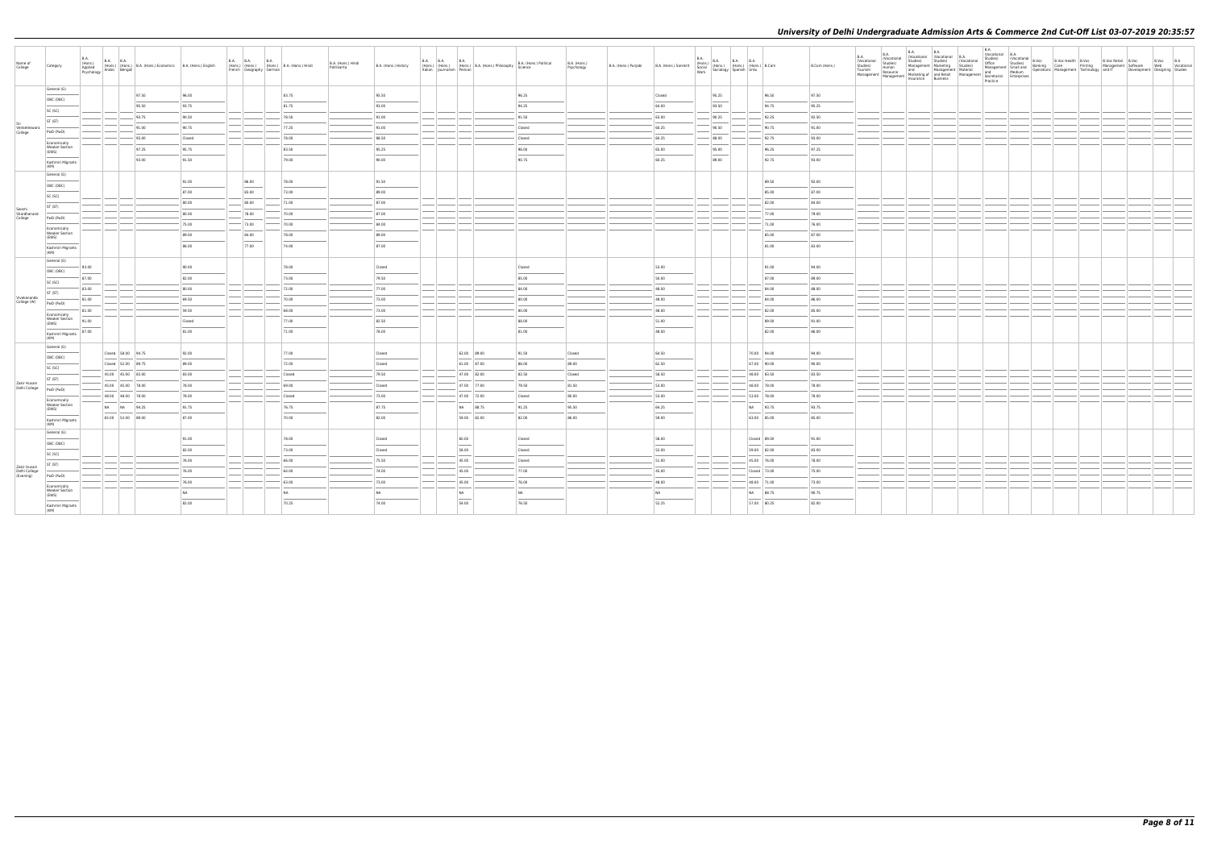| Name of College | Category | B.A. (Hons.) Applied Psychology | B.A. (Hons.) Arabic | B.A. (Hons.) Bengali | B.A. (Hons.) Economics | B.A. (Hons.) English | B.A. (Hons.) French | B.A. (Hons.) Geography | B.A. (Hons.) German | B.A. (Hons.) Hindi | B.A. (Hons.) Hindi Patrikarita | B.A. (Hons.) History | B.A. (Hons.) Italian | B.A. (Hons.) Journalism | B.A. (Hons.) Persian | B.A. (Hons.) Philosophy | B.A. (Hons.) Political Science | B.A. (Hons.) Psychology | B.A. (Hons.) Punjabi | B.A. (Hons.) Sanskrit | B.A. (Hons.) Social Work | B.A. (Hons.) Sociology | B.A. (Hons.) Spanish | B.A. (Hons.) Urdu | B.Com | B.Com (Hons.) | B.A. (Vocational Studies) Tourism Management | B.A. (Vocational Studies) Human Resource Management | B.A. (Vocational Studies) Management and Marketing of Insurance | B.A. (Vocational Studies) Marketing Management and Retail Business | B.A. (Vocational Studies) Material Management | B.A. (Vocational Studies) Office Management and Secretarial Practice | B.A. (Vocational Studies) Small and Medium Enterprises | B.Voc Banking Operations | B.Voc Health Care Management | B.Voc Printing Technology | B.Voc Retail Management and IT | B.Voc Software Development | B.Voc Web Designing | B.A Vocational Studies |
|---|---|---|---|---|---|---|---|---|---|---|---|---|---|---|---|---|---|---|---|---|---|---|---|---|---|---|---|---|---|---|---|---|---|---|---|---|---|---|---|---|
| Sri Venkateswara College | General (G) | | | | 97.50 | 96.00 | | | | 83.75 | | 95.50 | | | | | 96.25 | | | Closed | | 95.25 | | | 96.50 | 97.50 | | | | | | | | | | | | | | |
| | OBC (OBC) | | | | 95.50 | 93.75 | | | | 81.75 | | 93.00 | | | | | 94.25 | | | 64.00 | | 93.50 | | | 94.75 | 95.25 | | | | | | | | | | | | | | |
| | SC (SC) | | | | 93.75 | 90.50 | | | | 78.50 | | 91.00 | | | | | 91.50 | | | 63.00 | | 90.25 | | | 92.25 | 92.50 | | | | | | | | | | | | | | |
| | ST (ST) | | | | 91.00 | 90.75 | | | | 77.25 | | 91.00 | | | | | Closed | | | 68.25 | | 90.50 | | | 90.75 | 91.00 | | | | | | | | | | | | | | |
| | PwD (PwD) | | | | 93.00 | Closed | | | | 79.00 | | 88.50 | | | | | Closed | | | 68.25 | | 88.00 | | | 92.75 | 93.00 | | | | | | | | | | | | | | |
| | Economically Weaker Section (EWS) | | | | 97.25 | 95.75 | | | | 83.50 | | 95.25 | | | | | 96.00 | | | 65.00 | | 95.00 | | | 96.25 | 97.25 | | | | | | | | | | | | | | |
| | Kashmiri Migrants (KM) | | | | 93.00 | 91.50 | | | | 79.00 | | 90.00 | | | | | 90.75 | | | 68.25 | | 89.00 | | | 92.75 | 93.00 | | | | | | | | | | | | | | |
| Swami Shardhanand College | General (G) | | | | | 91.00 | | 86.00 | | 78.00 | | 91.50 | | | | | | | | | | | | | 89.50 | 92.00 | | | | | | | | | | | | | | |
| | OBC (OBC) | | | | | 87.00 | | 83.00 | | 73.00 | | 89.00 | | | | | | | | | | | | | 85.00 | 87.00 | | | | | | | | | | | | | | |
| | SC (SC) | | | | | 80.00 | | 80.00 | | 71.00 | | 87.00 | | | | | | | | | | | | | 82.00 | 84.00 | | | | | | | | | | | | | | |
| | ST (ST) | | | | | 80.00 | | 78.00 | | 70.00 | | 87.00 | | | | | | | | | | | | | 77.00 | 79.00 | | | | | | | | | | | | | | |
| | PwD (PwD) | | | | | 75.00 | | 73.00 | | 70.00 | | 84.00 | | | | | | | | | | | | | 71.00 | 76.00 | | | | | | | | | | | | | | |
| | Economically Weaker Section (EWS) | | | | | 89.00 | | 84.00 | | 78.00 | | 89.00 | | | | | | | | | | | | | 85.00 | 87.00 | | | | | | | | | | | | | | |
| | Kashmiri Migrants (KM) | | | | | 86.00 | | 77.00 | | 74.00 | | 87.00 | | | | | | | | | | | | | 81.00 | 83.00 | | | | | | | | | | | | | | |
| Vivekananda College (W) | General (G) | 93.00 | | | | 90.00 | | | | 78.00 | | Closed | | | | | Closed | | | 53.00 | | | | | 91.00 | 94.00 | | | | | | | | | | | | | | |
| | OBC (OBC) | 87.00 | | | | 82.00 | | | | 73.00 | | 79.50 | | | | | 85.00 | | | 50.00 | | | | | 87.00 | 89.00 | | | | | | | | | | | | | | |
| | SC (SC) | 83.00 | | | | 80.00 | | | | 72.00 | | 77.00 | | | | | 84.00 | | | 48.00 | | | | | 84.00 | 88.00 | | | | | | | | | | | | | | |
| | ST (ST) | 81.00 | | | | 69.50 | | | | 70.00 | | 73.00 | | | | | 80.00 | | | 48.00 | | | | | 84.00 | 86.00 | | | | | | | | | | | | | | |
| | PwD (PwD) | 81.00 | | | | 59.50 | | | | 69.00 | | 73.00 | | | | | 80.00 | | | 48.00 | | | | | 82.00 | 85.00 | | | | | | | | | | | | | | |
| | Economically Weaker Section (EWS) | 91.00 | | | | Closed | | | | 77.00 | | 82.50 | | | | | 88.00 | | | 51.00 | | | | | 89.00 | 91.00 | | | | | | | | | | | | | | |
| | Kashmiri Migrants (KM) | 87.00 | | | | 81.00 | | | | 71.00 | | 78.00 | | | | | 81.00 | | | 48.00 | | | | | 82.00 | 86.00 | | | | | | | | | | | | | | |
| Zakir Husain Delhi College | General (G) | | Closed | 58.00 | 94.75 | 92.00 | | | | 77.00 | | Closed | | | 63.00 | 89.00 | 91.50 | Closed | | 64.50 | | | | 70.00 | 94.00 | 94.00 | | | | | | | | | | | | | | |
| | OBC (OBC) | | Closed | 52.00 | 89.75 | 89.00 | | | | 72.00 | | Closed | | | 61.00 | 87.00 | 86.00 | 89.00 | | 62.50 | | | | 67.00 | 90.00 | 90.00 | | | | | | | | | | | | | | |
| | SC (SC) | | 45.00 | 45.00 | 83.00 | 83.00 | | | | Closed | | 79.50 | | | 47.00 | 82.00 | 82.50 | Closed | | 58.50 | | | | 48.00 | 83.50 | 83.50 | | | | | | | | | | | | | | |
| | ST (ST) | | 45.00 | 45.00 | 78.00 | 78.00 | | | | 69.00 | | Closed | | | 47.00 | 77.00 | 79.50 | 81.50 | | 53.00 | | | | 48.00 | 78.00 | 78.00 | | | | | | | | | | | | | | |
| | PwD (PwD) | | 48.00 | 48.00 | 78.00 | 78.00 | | | | Closed | | 73.00 | | | 47.00 | 72.00 | Closed | 88.00 | | 53.00 | | | | 53.00 | 78.00 | 78.00 | | | | | | | | | | | | | | |
| | Economically Weaker Section (EWS) | | NA | NA | 94.25 | 91.75 | | | | 76.75 | | 87.75 | | | NA | 88.75 | 91.25 | 95.50 | | 64.25 | | | | NA | 93.75 | 93.75 | | | | | | | | | | | | | | |
| | Kashmiri Migrants (KM) | | 65.00 | 53.00 | 89.00 | 87.00 | | | | 70.00 | | 82.00 | | | 59.00 | 82.00 | 82.00 | 86.00 | | 59.00 | | | | 63.00 | 85.00 | 85.00 | | | | | | | | | | | | | | |
| Zakir Husain Delhi College (Evening) | General (G) | | | | | 91.00 | | | | 79.00 | | Closed | | | 60.00 | | Closed | | | 56.00 | | | | Closed | 89.00 | 91.00 | | | | | | | | | | | | | | |
| | OBC (OBC) | | | | | 82.00 | | | | 73.00 | | Closed | | | 58.00 | | Closed | | | 52.00 | | | | 59.00 | 82.00 | 83.00 | | | | | | | | | | | | | | |
| | SC (SC) | | | | | 76.00 | | | | 66.00 | | 75.50 | | | 45.00 | | Closed | | | 51.00 | | | | 45.00 | 76.00 | 78.00 | | | | | | | | | | | | | | |
| | ST (ST) | | | | | 76.00 | | | | 64.00 | | 74.00 | | | 45.00 | | 77.00 | | | 45.00 | | | | Closed | 73.00 | 75.00 | | | | | | | | | | | | | | |
| | PwD (PwD) | | | | | 76.00 | | | | 63.00 | | 73.00 | | | 45.00 | | 76.00 | | | 48.00 | | | | 48.00 | 71.00 | 73.00 | | | | | | | | | | | | | | |
| | Economically Weaker Section (EWS) | | | | | NA | | | | NA | | NA | | | NA | | NA | | | NA | | | | NA | 88.75 | 90.75 | | | | | | | | | | | | | | |
| | Kashmiri Migrants (KM) | | | | | 82.00 | | | | 70.25 | | 74.00 | | | 54.00 | | 76.50 | | | 52.25 | | | | 57.00 | 80.25 | 82.00 | | | | | | | | | | | | | | |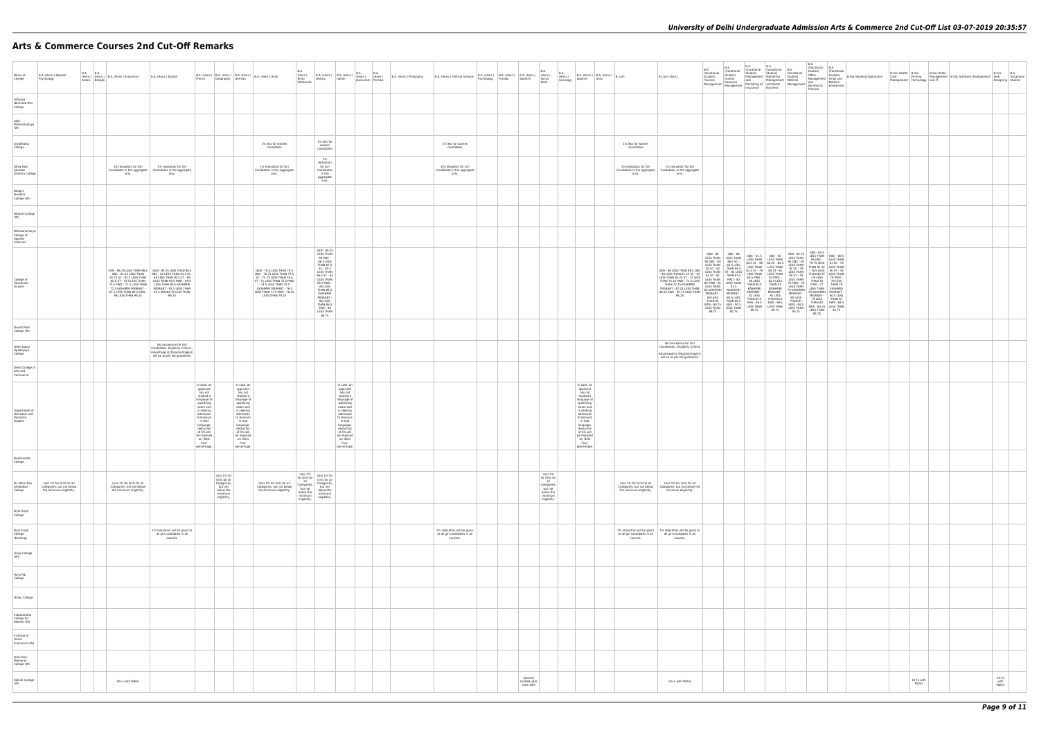# Arts & Commerce Courses 2nd Cut-Off Remarks

| Name of College | B.A. (Hons.) Applied Psychology | B.A. (Hons.) Arabic | B.A. (Hons.) Bengali | B.A. (Hons.) Economics | B.A. (Hons.) English | B.A. (Hons.) French | B.A. (Hons.) Geography | B.A. (Hons.) German | B.A. (Hons.) Hindi | B.A. (Hons.) Hindi Patrakarita | B.A. (Hons.) History | B.A. (Hons.) Italian | B.A. (Hons.) Journalism | B.A. (Hons.) Persian | B.A. (Hons.) Philosophy | B.A. (Hons.) Political Science | B.A. (Hons.) Psychology | B.A. (Hons.) Punjabi | B.A. (Hons.) Sanskrit | B.A. (Hons.) Social Work | B.A. (Hons.) Sociology | B.A. (Hons.) Spanish | B.A. (Hons.) Urdu | B.Com | B.Com (Hons.) | B.A. (Vocational Studies) Tourism Management | B.A. (Vocational Studies) Human Resource Management | B.A. (Vocational Studies) Management and Marketing of Insurance | B.A. (Vocational Studies) Marketing Management and Retail Business | B.A. (Vocational Studies) Material Management | B.A. (Vocational Studies) Office Management and Secretarial Practice | B.A. (Vocational Studies) Small and Medium Enterprises | B.Voc Banking Operations | B.Voc Health Care Management | B.Voc Printing Technology | B.Voc Retail Management and IT | B.Voc Software Development | B.Voc Web Designing | B.A Vocational Studies |
|---|---|---|---|---|---|---|---|---|---|---|---|---|---|---|---|---|---|---|---|---|---|---|---|---|---|---|---|---|---|---|---|---|---|---|---|---|---|---|---|
| Acharya Narendra Dev College | | | | | | | | | | | | | | | | | | | | | | | | | | | | | | | | | | | | | | | |
| Aditi Mahavidyalaya (W) | | | | | | | | | | | | | | | | | | | | | | | | | | | | | | | | | | | | | | | |
| Aryabhatta College | | | | | | | | | 1% less for women candidates | | 1% less for women candidates | | | | | 1% less for women candidates | | | | | | | | 1% less for women candidates | | | | | | | | | | | | | | | |
| Atma Ram Sanatan Dharma College | | | | 1% relaxation for Girl Candidates in the aggregate only. | 1% relaxation for Girl Candidates in the aggregate only. | | | | 1% relaxation for Girl Candidates in the aggregate only. | | 1% relaxation for Girl Candidates in the aggregate only. | | | | | 1% relaxation for Girl Candidates in the aggregate only. | | | | | | | | 1% relaxation for Girl Candidates in the aggregate only. | 1% relaxation for Girl Candidates in the aggregate only. | | | | | | | | | | | | | | |
| Bhagini Nivedita College (W) | | | | | | | | | | | | | | | | | | | | | | | | | | | | | | | | | | | | | | | |
| Bharati College (W) | | | | | | | | | | | | | | | | | | | | | | | | | | | | | | | | | | | | | | | |
| Bhaskaracharya College of Applied Sciences | | | | | | | | | | | | | | | | | | | | | | | | | | | | | | | | | | | | | | | |
| College of Vocational Studies | | | | GEN - 96.25 LESS THAN 96.5 OBC - 91.25 LESS THAN 91.75 SC - 83.5 LESS THAN 85.5 ST - 73.5 LESS THAN 75.5 PWD - 73.5 LESS THAN 72.5 KASHMIRI MIGRANT - 87.5 LESS THAN 88.5 EWS - 96 LESS THAN 96.25 | GEN - 95.25 LESS THAN 96.5 OBC - 92 LESS THAN 93.5 SC - 89 LESS THAN 90.5 ST - 89 LESS THAN 90.5 PWD - 89.5 LESS THAN 90.5 KASHMIRI MIGRANT - 92.5 LESS THAN 93.5 EWS - 95.75 LESS THAN 96.25 | | | | GEN - 78.5 LESS THAN 79.5 OBC - 76.75 LESS THAN 77.5 SC - 75.75 LESS THAN 76.5 ST - 73 LESS THAN 75.5 PWD - 74.5 LESS THAN 75.5 KASHMIRI MIGRANT - 76.5 LESS THAN 77.5 EWS - 78.25 LESS THAN 79.25 | | GEN - 89.25 LESS THAN 90 OBC - 86.5 LESS THAN 87.5 SC - 85.5 LESS THAN 86.5 ST - 83 LESS THAN 85.5 PWD - 83 LESS THAN 85.5 KASHMIRI MIGRANT - 88 LESS THAN 89.5 EWS - 89 LESS THAN 89.75 | | | | | | | | | | | | | | GEN - 96 LESS THAN 96.5 OBC - 93 LESS THAN 91.25 SC - 87 LESS THAN 85.25 ST - 72 LESS THAN 75.25 PWD - 71.5 LESS THAN 72.25 KASHMIRI MIGRANT - 87.25 LESS THAN 88.25 EWS - 95.75 LESS THAN 96.25 | GEN - 89 LESS THAN 90 OBC - 84 LESS THAN 85 SC - 82 LESS THAN 83 ST - 81 LESS THAN 82 PWD - 81 LESS THAN 82 KASHMIRI MIGRANT - 83 LESS THAN 85 EWS - 88.75 LESS THAN 89.75 | OBC - 86 LESS THAN 86.5 SC - 83.5 LESS THAN 84.5 ST - 82 LESS THAN 83.5 PWD - 83 LESS THAN 83.5 KASHMIRI MIGRANT - 85.5 LESS THAN 86.5 EWS - 90.5 LESS THAN 90.75 | OBC - 81.5 LESS THAN 82.5 SC - 80 LESS THAN 81.5 ST - 79 LESS THAN 80.5 PWD - 80 LESS THAN 82.5 KASHMIRI MIGRANT - 82 LESS THAN 82.5 EWS - 86.5 LESS THAN 86.75 | OBC - 85 LESS THAN 86 SC - 82.5 LESS THAN 84 ST - 81 LESS THAN 83 PWD - 82.5 LESS THAN 83 KASHMIRI MIGRANT - 85 LESS THAN 85.5 EWS - 89.5 LESS THAN 89.75 | GEN - 84.75 LESS THAN 85 OBC - 83 LESS THAN 81 SC - 79 LESS THAN 80 ST - 79 LESS THAN 79 PWD - 79 LESS THAN 79 KASHMIRI MIGRANT - 80 LESS THAN 81 EWS - 84.5 LESS THAN 84.75 | GEN - 83.5 LESS THAN 85 OBC - 79.75 LESS THAN 81.5 SC - 79 LESS THAN 80.5 ST - 79 LESS THAN 79 PWD - 77 LESS THAN 79 KASHMIRI MIGRANT - 79 LESS THAN 80 EWS - 84.25 LESS THAN 84.75 | OBC - 80.5 LESS THAN 81 SC - 79 LESS THAN 80 ST - 79 LESS THAN 79 PWD - 79 LESS THAN 79 KASHMIRI MIGRANT - 80.5 LESS THAN 81 EWS - 84.5 LESS THAN 84.75 | | | | | | | |
| Daulat Ram College (W) | | | | | | | | | | | | | | | | | | | | | | | | | | | | | | | | | | | | | | | |
| Deen Dayal Upadhyaya College | | | | | No concession for Girl Candidates. Eligibility Criteria Advantage(s)/Disadvantage(s) will be as per DU guidelines. | | | | | | | | | | | | | | | | | | | | No concession for Girl Candidates. Eligibility Criteria Advantage(s)/Disadvantage(s) will be as per DU guidelines. | | | | | | | | | | | | | | |
| Delhi College of Arts and Commerce | | | | | | | | | | | | | | | | | | | | | | | | | | | | | | | | | | | | | | | |
| Department of Germanic and Romance Studies | | | | | | In case, an applicant has not studied a language at qualifying exam and is seeking admission to Honours in that language, deduction of 5% will be imposed on 'Best Four' percentage. | | In case, an applicant has not studied a language at qualifying exam and is seeking admission to Honours in that language, deduction of 5% will be imposed on 'Best Four' percentage. | | | | In case, an applicant has not studied a language at qualifying exam and is seeking admission to Honours in that language, deduction of 5% will be imposed on 'Best Four' percentage. | | | | | | | | | | In case, an applicant has not studied a language at qualifying exam and is seeking admission to Honours in that language, deduction of 5% will be imposed on 'Best Four' percentage. | | | | | | | | | | | | | | | | | |
| Deshbandhu College | | | | | | | | | | | | | | | | | | | | | | | | | | | | | | | | | | | | | | | |
| Dr. Bhim Rao Ambedkar College | Less 1% for Girls for all Categories, but not below the minimum eligibility. | | | Less 1% for Girls for all Categories, but not below the minimum eligibility. | | | Less 1% for Girls for all Categories, but not below the minimum eligibility. | | Less 1% for Girls for all Categories, but not below the minimum eligibility. | Less 1% for Girls for all Categories, but not below the minimum eligibility. | Less 1% for Girls for all Categories, but not below the minimum eligibility. | | | | | | | | | Less 1% for Girls for all Categories, but not below the minimum eligibility. | | | | Less 1% for Girls for all Categories, but not below the minimum eligibility. | Less 1% for Girls for all Categories, but not below the minimum eligibility. | | | | | | | | | | | | | | |
| Dyal Singh College | | | | | | | | | | | | | | | | | | | | | | | | | | | | | | | | | | | | | | | |
| Dyal Singh College (Evening) | | | | | 1% relaxation will be given to all girl candidates in all courses. | | | | | | | | | | | 1% relaxation will be given to all girl candidates in all courses. | | | | | | | | 1% relaxation will be given to all girl candidates in all courses. | 1% relaxation will be given to all girl candidates in all courses. | | | | | | | | | | | | | | |
| Gargi College (W) | | | | | | | | | | | | | | | | | | | | | | | | | | | | | | | | | | | | | | | |
| Hans Raj College | | | | | | | | | | | | | | | | | | | | | | | | | | | | | | | | | | | | | | | |
| Hindu College | | | | | | | | | | | | | | | | | | | | | | | | | | | | | | | | | | | | | | | |
| Indraprastha College for Women (W) | | | | | | | | | | | | | | | | | | | | | | | | | | | | | | | | | | | | | | | |
| Institute of Home Economics (W) | | | | | | | | | | | | | | | | | | | | | | | | | | | | | | | | | | | | | | | |
| Janki Devi Memorial College (W) | | | | | | | | | | | | | | | | | | | | | | | | | | | | | | | | | | | | | | | |
| Kalindi College (W) | | | | 10+2 with Maths | | | | | | | | | | | | | | | Sanskrit studied upto class 10th | | | | | | 10+2 with Maths | | | | | | | | | | 10+2 with Maths | | | 10+2 with Maths | |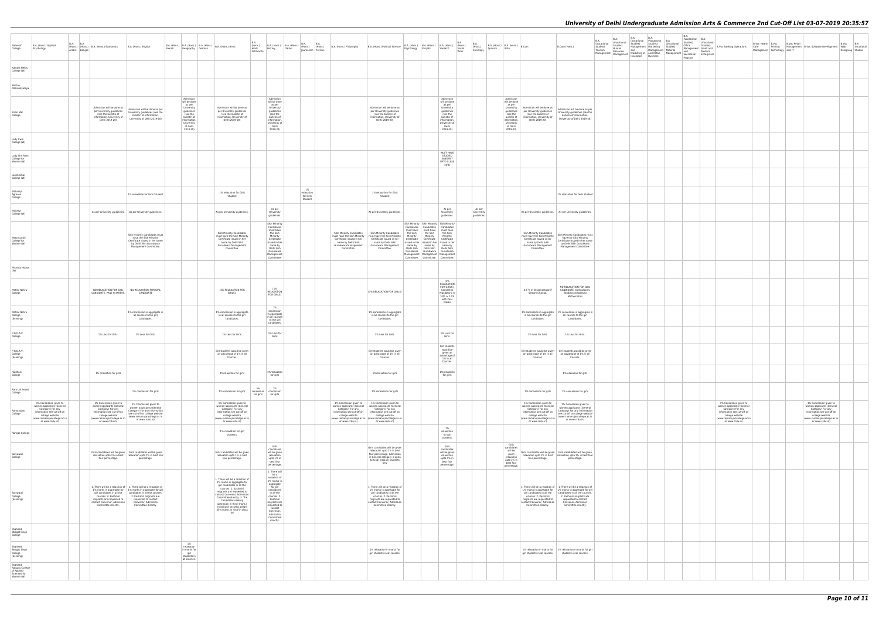| Name of College | B.A. (Hons.) Applied Psychology | B.A. (Hons.) Arabic | B.A. (Hons.) Bengali | B.A. (Hons.) Economics | B.A. (Hons.) English | B.A. (Hons.) French | B.A. (Hons.) Geography | B.A. (Hons.) German | B.A. (Hons.) Hindi | B.A. (Hons.) Hindi Patrikarita | B.A. (Hons.) History | B.A. (Hons.) Italian | B.A. (Hons.) Journalism | B.A. (Hons.) Persian | B.A. (Hons.) Philosophy | B.A. (Hons.) Political Science | B.A. (Hons.) Psychology | B.A. (Hons.) Punjabi | B.A. (Hons.) Sanskrit | B.A. (Hons.) Social Work | B.A. (Hons.) Sociology | B.A. (Hons.) Spanish | B.A. (Hons.) Urdu | B.Com | B.Com (Hons.) | B.A. (Vocational Studies) Tourism Management | B.A. (Vocational Studies) Human Resource Management | B.A. (Vocational Studies) Management and Marketing of Insurance | B.A. (Vocational Studies) Marketing Management and Retail Business | B.A. (Vocational Studies) Material Management | B.A. (Vocational Studies) Office Management and Secretarial Practice | B.A. (Vocational Studies) Small and Medium Enterprises | B.Voc Banking Operations | B.Voc Health Care | B.Voc Printing | B.Voc Retail Management and IT | B.Voc Software Development | B.Voc Web Designing | B.A. Vocational Studies |
|---|---|---|---|---|---|---|---|---|---|---|---|---|---|---|---|---|---|---|---|---|---|---|---|---|---|---|---|---|---|---|---|---|---|---|---|---|---|---|---|
| Kamala Nehru College (W) | | | | | | | | | | | | | | | | | | | | | | | | | | | | | | | | | | | | | | | |
| Keshav Mahavidyalaya | | | | | | | | | | | | | | | | | | | | | | | | | | | | | | | | | | | | | | | |
| Kirori Mal College | | | | Admission will be done as per University guidelines (see the bulletin of information, University of Delhi 2019-20) | Admission will be done as per University guidelines (see the bulletin of information, University of Delhi 2019-20) | | Admission will be done as per University guidelines (see the bulletin of information, University of Delhi 2019-20) | | Admission will be done as per University guidelines (see the bulletin of information, University of Delhi 2019-20) | | Admission will be done as per University guidelines (see the bulletin of information, University of Delhi 2019-20) | | | | | Admission will be done as per University guidelines (see the bulletin of information, University of Delhi 2019-20) | | | Admission will be done as per University guidelines (see the bulletin of information, University of Delhi 2019-20) | | | | Admission will be done as per University guidelines (see the bulletin of information, University of Delhi 2019-20) | Admission will be done as per University guidelines (see the bulletin of information, University of Delhi 2019-20) | Admission will be done as per University guidelines (see the bulletin of information, University of Delhi 2019-20) | | | | | | | | | | | | | | |
| Lady Irwin College (W) | | | | | | | | | | | | | | | | | | | | | | | | | | | | | | | | | | | | | | | |
| Lady Shri Ram College for Women (W) | | | | | | | | | | | | | | | | | | | MUST HAVE STUDIED SANSKRIT UPTO CLASS 10TH | | | | | | | | | | | | | | | | | | | | |
| Lakshmibai College (W) | | | | | | | | | | | | | | | | | | | | | | | | | | | | | | | | | | | | | | | |
| Maharaja Agrasen College | | | | | 1% relaxation for Girls Student | | | | 1% relaxation for Girls Student | | | | 1% relaxation for Girls Student | | | 1% relaxation for Girls Student | | | | | | | | | 1% relaxation for Girls Student | | | | | | | | | | | | | | |
| Maitreyi College (W) | | | | As per University guidelines. | As per University guidelines. | | | | As per University guidelines. | | As per University guidelines | | | | | As per University guidelines. | | | As per University guidelines. | | As per University guidelines. | | | As per University guidelines. | As per University guidelines. | | | | | | | | | | | | | | |
| Mata Sundri College for Women (W) | | | | | Sikh Minority Candidates must have the Sikh Minority Certificate issued in her name by Delhi Sikh Gurudwara Management Committee. | | | | Sikh Minority Candidates must have the Sikh Minority Certificate issued in her name by Delhi Sikh Gurudwara Management Committee. | | Sikh Minority Candidates must have the Sikh Minority Certificate issued in her name by Delhi Sikh Gurudwara Management Committee. | | | | Sikh Minority Candidates must have the Sikh Minority Certificate issued in her name by Delhi Sikh Gurudwara Management Committee. | Sikh Minority Candidates must have the Sikh Minority Certificate issued in her name by Delhi Sikh Gurudwara Management Committee. | Sikh Minority Candidates must have the Sikh Minority Certificate issued in her name by Delhi Sikh Gurudwara Management Committee. | Sikh Minority Candidates must have the Sikh Minority Certificate issued in her name by Delhi Sikh Gurudwara Management Committee. | Sikh Minority Candidates must have the Sikh Minority Certificate issued in her name by Delhi Sikh Gurudwara Management Committee. | | | | | Sikh Minority Candidates must have the Sikh Minority Certificate issued in her name by Delhi Sikh Gurudwara Management Committee. | Sikh Minority Candidates must have the Sikh Minority Certificate issued in her name by Delhi Sikh Gurudwara Management Committee. | | | | | | | | | | | | | | |
| Miranda House (W) | | | | | | | | | | | | | | | | | | | | | | | | | | | | | | | | | | | | | | | |
| Motilal Nehru College | | | | NO RELAXATION FOR GIRL CANDIDATE, PASS IN MATHS. | NO RELAXATION FOR GIRL CANDIDATE | | | | (1% RELAXATION FOR GIRLS) | | (1% RELAXATION FOR GIRLS) | | | | | (1% RELAXATION FOR GIRLS) | | | (1% RELAXATION FOR GIRLS) Sanskrit is Mandatory in 10th or 12th with Pass Marks | | | | | 2.5 % of Disadvantage if Stream Change. | NO RELAXATION FOR GIRL CANDIDATE. Compulsorily Studied and passed Mathematics | | | | | | | | | | | | | | |
| Motilal Nehru College (Evening) | | | | | 1% concession in aggregate in all courses to the girl candidates. | | | | 1% concession in aggregate in all courses to the girl candidates. | | 1% concession in aggregate in all courses to the girl candidates. | | | | | 1% concession in aggregate in all courses to the girl candidates. | | | | | | | | 1% concession in aggregate in all courses to the girl candidates. | 1% concession in aggregate in all courses to the girl candidates. | | | | | | | | | | | | | | |
| P.G.D.A.V. College | | | | 1% Less for Girls. | 1% Less for Girls. | | | | 1% Less for Girls. | | 1% Less for Girls. | | | | | 1% Less for Girls. | | | 1% Less for Girls. | | | | | 1% Less for Girls. | 1% Less for Girls. | | | | | | | | | | | | | | |
| P.G.D.A.V. College (Evening) | | | | | | | | | Girl students would be given an advantage of 1% in all Courses | | | | | | | Girl students would be given an advantage of 1% in all Courses | | | Girl students would be given an advantage of 1% in all Courses. | | | | | Girl students would be given an advantage of 1% in all Courses. | Girl students would be given an advantage of 1% in all Courses. | | | | | | | | | | | | | | |
| Rajdhani College | | | | 1% relaxation for girls | | | | | 1%relaxation for girls | | 1%relaxation for girls | | | | | 1%relaxation for girls | | | 1%relaxation for girls | | | | | | 1%relaxation for girls | | | | | | | | | | | | | | |
| Ram Lal Anand College | | | | | 1% concession for girls | | | | 1% concession for girls | No concession for girls | 1% concession for girls | | | | | 1% concession for girls | | | | | | | | 1% concession for girls | 1% concession for girls | | | | | | | | | | | | | | |
| Ramanujan College | 1% Concession given to women applicants (General Category) For any information see cut-off on college website (www.ramanujancollege.ac.in or www.rcdu.in) | | | 1% Concession given to women applicants (General Category) For any information see cut-off on college website (www.ramanujancollege.ac.in or www.rcdu.in) | 1% Concession given to women applicants (General Category) For any information see cut-off on college website (www.ramanujancollege.ac.in or www.rcdu.in) | | | | 1% Concession given to women applicants (General Category) For any information see cut-off on college website (www.ramanujancollege.ac.in or www.rcdu.in) | | | | | | 1% Concession given to women applicants (General Category) For any information see cut-off on college website (www.ramanujancollege.ac.in or www.rcdu.in) | 1% Concession given to women applicants (General Category) For any information see cut-off on college website (www.ramanujancollege.ac.in or www.rcdu.in) | | | | | | | | 1% Concession given to women applicants (General Category) For any information see cut-off on college website (www.ramanujancollege.ac.in or www.rcdu.in) | 1% Concession given to women applicants (General Category) For any information see cut-off on college website (www.ramanujancollege.ac.in or www.rcdu.in) | | | | | | | | 1% Concession given to women applicants (General Category) For any information see cut-off on college website (www.ramanujancollege.ac.in or www.rcdu.in) | | | | 1% Concession given to women applicants (General Category) For any information see cut-off on college website (www.ramanujancollege.ac.in or www.rcdu.in) | | |
| Ramjas College | | | | | | | | | 1% relaxation for girl students. | | | | | | | | | | 1% relaxation for girl students. | | | | | | | | | | | | | | | | | | | | |
| Satyawati College | | | | Girls candidates will be given relaxation upto 1% in best four percentage. | Girls candidates will be given relaxation upto 1% in best four percentage. | | | | Girls candidates will be given relaxation upto 1% in best four percentage. | | Girls candidates will be given relaxation upto 1% in best four percentage. | | | | | Girls candidates will be given relaxation upto 1% in best four percentage. Admission in Generic category is open to hindi medium students only. | | | Girls candidates will be given relaxation upto 1% in best four percentage. | | | | Girls candidates will be given relaxation upto 1% in best four percentage. | Girls candidates will be given relaxation upto 1% in best four percentage. | Girls candidates will be given relaxation upto 1% in best four percentage. | | | | | | | | | | | | | | |
| Satyawati College (Evening) | | | | 1. There will be a relaxation of 1% marks in aggregate for girl candidates in all the courses. 2. Kashmiri migrants are requested to contact Convenor, Admission Committee directly. | 1. There will be a relaxation of 1% marks in aggregate for girl candidates in all the courses. 2. Kashmiri migrants are requested to contact Convenor, Admission Committee directly. | | | | 1. There will be a relaxation of 1% marks in aggregate for girl candidates in all the courses. 2. Kashmiri migrants are requested to contact Convenor, Admission Committee directly. 3. The Candidates seeking admission in Hindi (hons.) must have secured atleast 50% marks in hindi in class XII | | 1. There will be a relaxation of 1% marks in aggregate for girl candidates in all the courses. 2. Kashmiri migrants are requested to contact Convenor, Admission Committee directly. | | | | | 1. There will be a relaxation of 1% marks in aggregate for girl candidates in all the courses. 2. Kashmiri migrants are requested to contact Convenor, Admission Committee directly. | | | | | | | | 1. There will be a relaxation of 1% marks in aggregate for girl candidates in all the courses. 2. Kashmiri migrants are requested to contact Convenor, Admission Committee directly. | 1. There will be a relaxation of 1% marks in aggregate for girl candidates in all the courses. 2. Kashmiri migrants are requested to contact Convenor, Admission Committee directly. | | | | | | | | | | | | | | |
| Shaheed Bhagat Singh College | | | | | | | | | | | | | | | | | | | | | | | | | | | | | | | | | | | | | | | |
| Shaheed Bhagat Singh College (Evening) | | | | | | | 1% relaxation in marks for girl students in all courses. | | | | | | | | | 1% relaxation in marks for girl students in all courses. | | | | | | | | 1% relaxation in marks for girl students in all courses. | 1% relaxation in marks for girl students in all courses. | | | | | | | | | | | | | | |
| Shaheed Rajguru College of Applied Sciences for Women (W) | | | | | | | | | | | | | | | | | | | | | | | | | | | | | | | | | | | | | | | |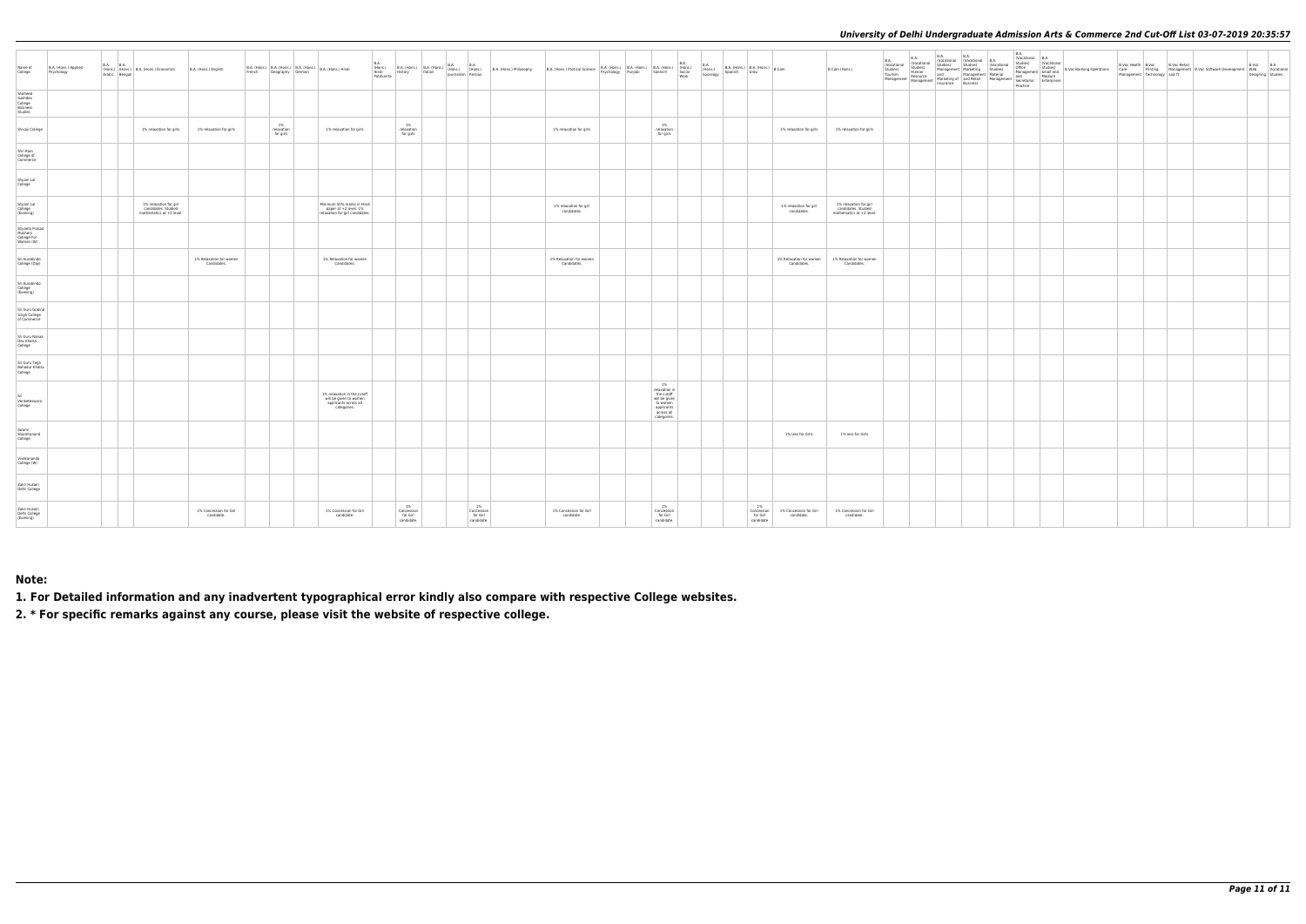| Name of College | B.A. (Hons.) Applied Psychology | B.A. (Hons.) Arabic | B.A. (Hons.) Bengali | B.A. (Hons.) Economics | B.A. (Hons.) English | B.A. (Hons.) French | B.A. (Hons.) Geography | B.A. (Hons.) German | B.A. (Hons.) Hindi | B.A. (Hons.) Hindi Patrikarita | B.A. (Hons.) History | B.A. (Hons.) Italian | B.A. (Hons.) Journalism | B.A. (Hons.) Persian | B.A. (Hons.) Philosophy | B.A. (Hons.) Political Science | B.A. (Hons.) Psychology | B.A. (Hons.) Punjabi | B.A. (Hons.) Sanskrit | B.A. (Hons.) Social Work | B.A. (Hons.) Sociology | B.A. (Hons.) Spanish | B.A. (Hons.) Urdu | B.Com | B.Com (Hons.) | B.A. (Vocational Studies) Tourism Management | B.A. (Vocational Studies) Human Resource Management | B.A. (Vocational Studies) Management and Marketing of Insurance | B.A. (Vocational Studies) Marketing Management and Retail Business | B.A. (Vocational Studies) Material Management | B.A. (Vocational Studies) Office Management and Secretarial Practice | B.A. (Vocational Studies) Small and Medium Enterprises | B.Voc Banking Operations | B.Voc Health Care | B.Voc Printing Technology | B.Voc Retail Management and IT | B.Voc Software Development | B.Voc Web Designing | B.A Vocational Studies |
|---|---|---|---|---|---|---|---|---|---|---|---|---|---|---|---|---|---|---|---|---|---|---|---|---|---|---|---|---|---|---|---|---|---|---|---|---|---|---|---|
| Shaheed Sukhdev College Business Studies | | | | | | | | | | | | | | | | | | | | | | | | | | | | | | | | | | | | | | | |
| Shivaji College | | | | 1% relaxation for girls | 1% relaxation for girls | | 1% relaxation for girls | | 1% relaxation for girls | | 1% relaxation for girls | | | | | 1% relaxation for girls | | | 1% relaxation for girls | | | | | 1% relaxation for girls | 1% relaxation for girls | | | | | | | | | | | | | | |
| Shri Ram College of Commerce | | | | | | | | | | | | | | | | | | | | | | | | | | | | | | | | | | | | | | | |
| Shyam Lal College | | | | | | | | | | | | | | | | | | | | | | | | | | | | | | | | | | | | | | | |
| Shyam Lal College (Evening) | | | | 1% relaxation for girl candidates. Studied mathematics at +2 level. | | | | | Minimum 50% marks in Hindi paper at +2 level. 1% relaxation for girl candidates. | | | | | | | 1% relaxation for girl candidates. | | | | | | | | 1% relaxation for girl candidates. | 1% relaxation for girl candidates. Studied mathematics at +2 level. | | | | | | | | | | | | | | |
| Shyama Prasad Mukherji College For Women (W) | | | | | | | | | | | | | | | | | | | | | | | | | | | | | | | | | | | | | | | |
| Sri Aurobindo College (Day) | | | | | 1% Relaxation for women Candidates. | | | | 1% Relaxation for women Candidates. | | | | | | | 1% Relaxation for women Candidates. | | | | | | | | 1% Relaxation for women Candidates. | 1% Relaxation for women Candidates. | | | | | | | | | | | | | | |
| Sri Aurobindo College (Evening) | | | | | | | | | | | | | | | | | | | | | | | | | | | | | | | | | | | | | | | |
| Sri Guru Gobind Singh College of Commerce | | | | | | | | | | | | | | | | | | | | | | | | | | | | | | | | | | | | | | | |
| Sri Guru Nanak Dev Khalsa College | | | | | | | | | | | | | | | | | | | | | | | | | | | | | | | | | | | | | | | |
| Sri Guru Tegh Bahadur Khalsa College | | | | | | | | | | | | | | | | | | | | | | | | | | | | | | | | | | | | | | | |
| Sri Venketeswara College | | | | | | | | | 1% relaxation in the cutoff will be given to women applicants across all categories. | | | | | | | | | | 1% relaxation in the cutoff will be given to women applicants across all categories. | | | | | | | | | | | | | | | | | | | | |
| Swami Shardhanand College | | | | | | | | | | | | | | | | | | | | | | | | 1% less for Girls | 1% less for Girls | | | | | | | | | | | | | | |
| Vivekananda College (W) | | | | | | | | | | | | | | | | | | | | | | | | | | | | | | | | | | | | | | | |
| Zakir Husain Delhi College | | | | | | | | | | | | | | | | | | | | | | | | | | | | | | | | | | | | | | | |
| Zakir Husain Delhi College (Evening) | | | | | 1% Concession for Girl candidate. | | | | 1% Concession for Girl candidate. | | 1% Concession for Girl candidate. | | | 1% Concession for Girl candidate. | | 1% Concession for Girl candidate. | | | 1% Concession for Girl candidate. | | | | 1% Concession for Girl candidate | 1% Concession for Girl candidate. | 1% Concession for Girl candidate. | | | | | | | | | | | | | | |

**Note:**

**1. For Detailed information and any inadvertent typographical error kindly also compare with respective College websites.**

**2. * For specific remarks against any course, please visit the website of respective college.**